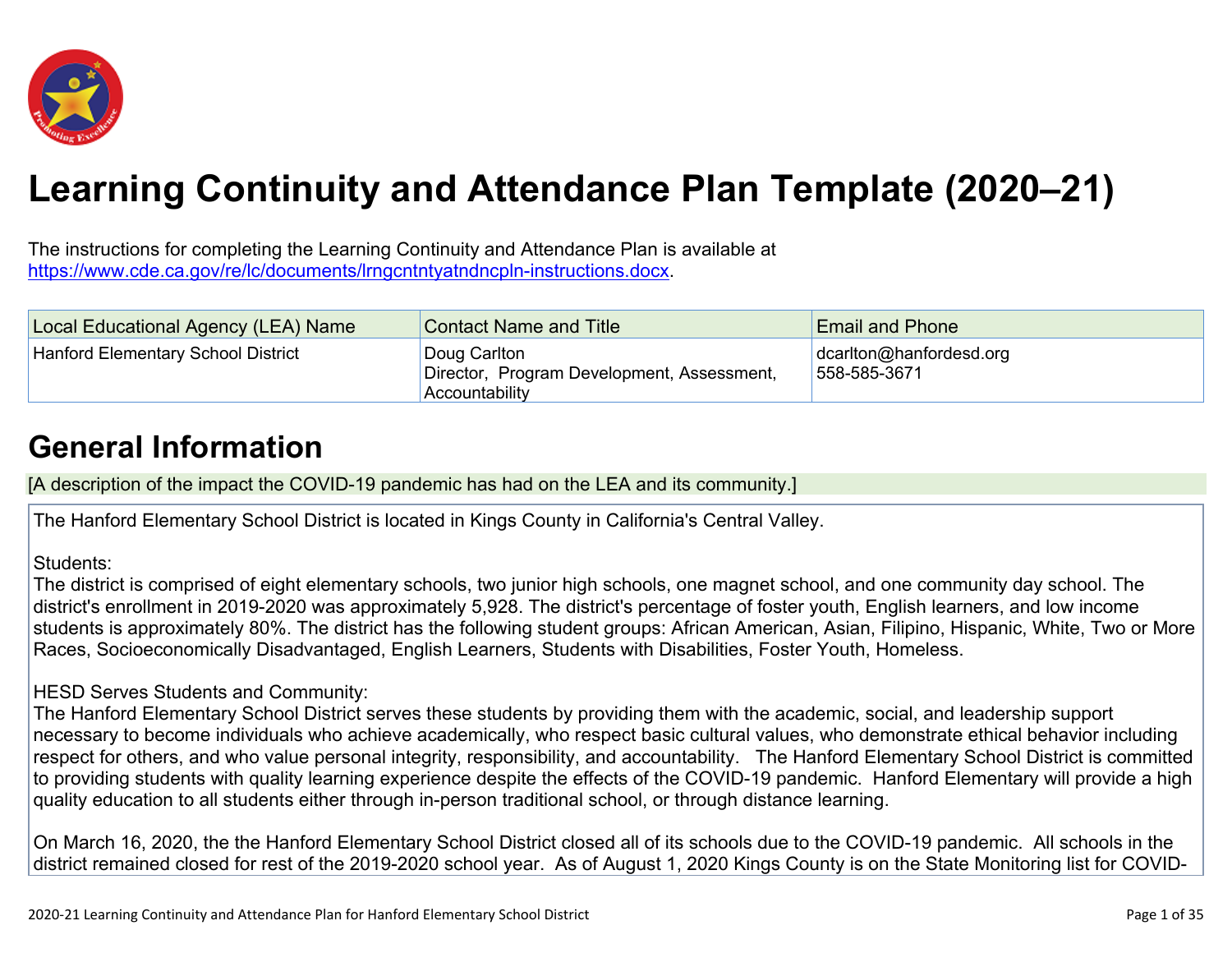# Learning Continuity and Attendance Plan Template (2020–21)

The instructions for completing the Learning Continuity and Attendance Plan is available at https://www.cde.ca.gov/re/lc/documents/lrngcntntyatndncpln-instructions.docx.

| Local Educational Agency (LEA) Name | Contact Name and Title | Email and Phone |
|---|---|---|
| Hanford Elementary School District | Doug Carlton<br>Director, Program Development, Assessment, Accountability | dcarlton@hanfordesd.org<br>558-585-3671 |

## General Information

[A description of the impact the COVID-19 pandemic has had on the LEA and its community.]

The Hanford Elementary School District is located in Kings County in California's Central Valley.

Students:
The district is comprised of eight elementary schools, two junior high schools, one magnet school, and one community day school. The district's enrollment in 2019-2020 was approximately 5,928. The district's percentage of foster youth, English learners, and low income students is approximately 80%. The district has the following student groups: African American, Asian, Filipino, Hispanic, White, Two or More Races, Socioeconomically Disadvantaged, English Learners, Students with Disabilities, Foster Youth, Homeless.

HESD Serves Students and Community:
The Hanford Elementary School District serves these students by providing them with the academic, social, and leadership support necessary to become individuals who achieve academically, who respect basic cultural values, who demonstrate ethical behavior including respect for others, and who value personal integrity, responsibility, and accountability. The Hanford Elementary School District is committed to providing students with quality learning experience despite the effects of the COVID-19 pandemic. Hanford Elementary will provide a high quality education to all students either through in-person traditional school, or through distance learning.

On March 16, 2020, the the Hanford Elementary School District closed all of its schools due to the COVID-19 pandemic. All schools in the district remained closed for rest of the 2019-2020 school year. As of August 1, 2020 Kings County is on the State Monitoring list for COVID-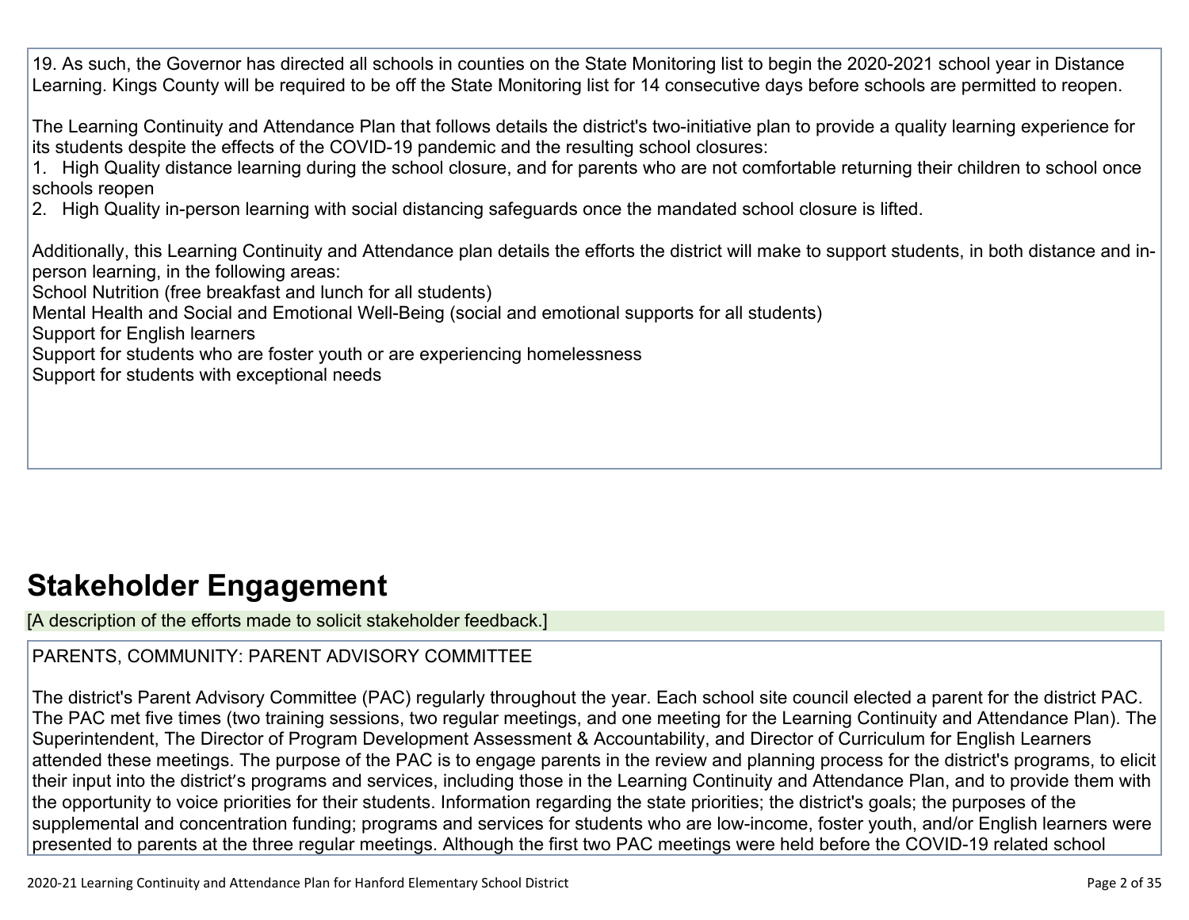19. As such, the Governor has directed all schools in counties on the State Monitoring list to begin the 2020-2021 school year in Distance Learning. Kings County will be required to be off the State Monitoring list for 14 consecutive days before schools are permitted to reopen.

The Learning Continuity and Attendance Plan that follows details the district's two-initiative plan to provide a quality learning experience for its students despite the effects of the COVID-19 pandemic and the resulting school closures:

1. High Quality distance learning during the school closure, and for parents who are not comfortable returning their children to school once schools reopen
2. High Quality in-person learning with social distancing safeguards once the mandated school closure is lifted.

Additionally, this Learning Continuity and Attendance plan details the efforts the district will make to support students, in both distance and in-person learning, in the following areas:
School Nutrition (free breakfast and lunch for all students)
Mental Health and Social and Emotional Well-Being (social and emotional supports for all students)
Support for English learners
Support for students who are foster youth or are experiencing homelessness
Support for students with exceptional needs

# Stakeholder Engagement

[A description of the efforts made to solicit stakeholder feedback.]

PARENTS, COMMUNITY: PARENT ADVISORY COMMITTEE

The district's Parent Advisory Committee (PAC) regularly throughout the year. Each school site council elected a parent for the district PAC. The PAC met five times (two training sessions, two regular meetings, and one meeting for the Learning Continuity and Attendance Plan). The Superintendent, The Director of Program Development Assessment & Accountability, and Director of Curriculum for English Learners attended these meetings. The purpose of the PAC is to engage parents in the review and planning process for the district's programs, to elicit their input into the district's programs and services, including those in the Learning Continuity and Attendance Plan, and to provide them with the opportunity to voice priorities for their students. Information regarding the state priorities; the district's goals; the purposes of the supplemental and concentration funding; programs and services for students who are low-income, foster youth, and/or English learners were presented to parents at the three regular meetings. Although the first two PAC meetings were held before the COVID-19 related school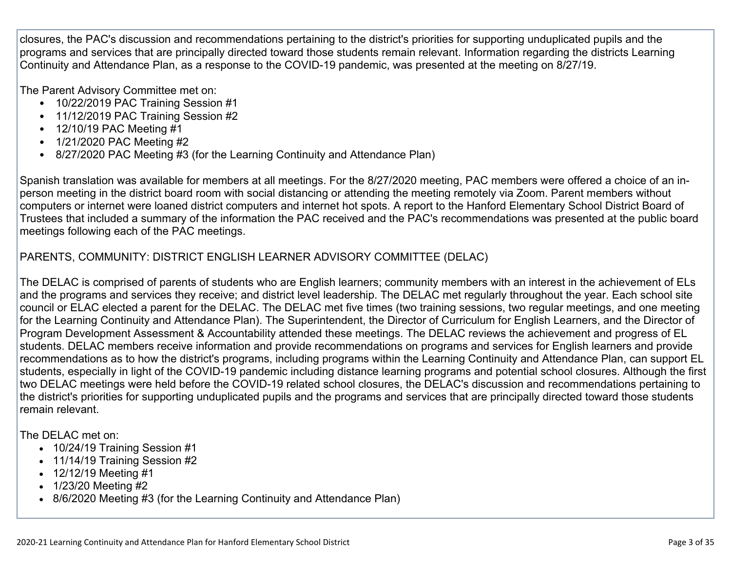closures, the PAC's discussion and recommendations pertaining to the district's priorities for supporting unduplicated pupils and the programs and services that are principally directed toward those students remain relevant. Information regarding the districts Learning Continuity and Attendance Plan, as a response to the COVID-19 pandemic, was presented at the meeting on 8/27/19.

The Parent Advisory Committee met on:

- 10/22/2019 PAC Training Session #1
- 11/12/2019 PAC Training Session #2
- 12/10/19 PAC Meeting #1
- 1/21/2020 PAC Meeting #2
- 8/27/2020 PAC Meeting #3 (for the Learning Continuity and Attendance Plan)

Spanish translation was available for members at all meetings. For the 8/27/2020 meeting, PAC members were offered a choice of an in-person meeting in the district board room with social distancing or attending the meeting remotely via Zoom. Parent members without computers or internet were loaned district computers and internet hot spots. A report to the Hanford Elementary School District Board of Trustees that included a summary of the information the PAC received and the PAC's recommendations was presented at the public board meetings following each of the PAC meetings.

PARENTS, COMMUNITY: DISTRICT ENGLISH LEARNER ADVISORY COMMITTEE (DELAC)

The DELAC is comprised of parents of students who are English learners; community members with an interest in the achievement of ELs and the programs and services they receive; and district level leadership. The DELAC met regularly throughout the year. Each school site council or ELAC elected a parent for the DELAC. The DELAC met five times (two training sessions, two regular meetings, and one meeting for the Learning Continuity and Attendance Plan). The Superintendent, the Director of Curriculum for English Learners, and the Director of Program Development Assessment & Accountability attended these meetings. The DELAC reviews the achievement and progress of EL students. DELAC members receive information and provide recommendations on programs and services for English learners and provide recommendations as to how the district's programs, including programs within the Learning Continuity and Attendance Plan, can support EL students, especially in light of the COVID-19 pandemic including distance learning programs and potential school closures. Although the first two DELAC meetings were held before the COVID-19 related school closures, the DELAC's discussion and recommendations pertaining to the district's priorities for supporting unduplicated pupils and the programs and services that are principally directed toward those students remain relevant.

The DELAC met on:

- 10/24/19 Training Session #1
- 11/14/19 Training Session #2
- 12/12/19 Meeting #1
- 1/23/20 Meeting #2
- 8/6/2020 Meeting #3 (for the Learning Continuity and Attendance Plan)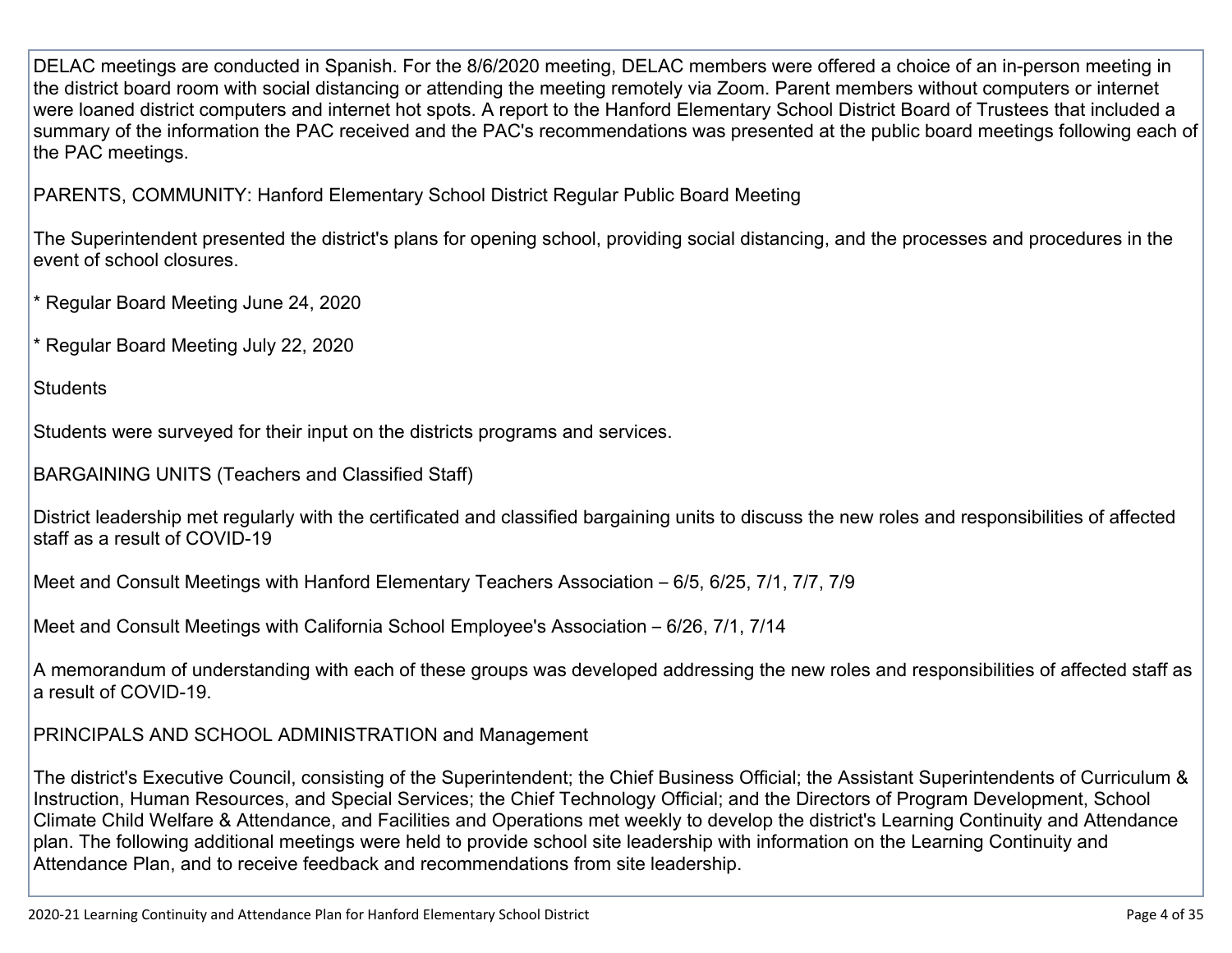DELAC meetings are conducted in Spanish. For the 8/6/2020 meeting, DELAC members were offered a choice of an in-person meeting in the district board room with social distancing or attending the meeting remotely via Zoom. Parent members without computers or internet were loaned district computers and internet hot spots. A report to the Hanford Elementary School District Board of Trustees that included a summary of the information the PAC received and the PAC's recommendations was presented at the public board meetings following each of the PAC meetings.

PARENTS, COMMUNITY: Hanford Elementary School District Regular Public Board Meeting

The Superintendent presented the district's plans for opening school, providing social distancing, and the processes and procedures in the event of school closures.

* Regular Board Meeting June 24, 2020

* Regular Board Meeting July 22, 2020

Students

Students were surveyed for their input on the districts programs and services.

BARGAINING UNITS (Teachers and Classified Staff)

District leadership met regularly with the certificated and classified bargaining units to discuss the new roles and responsibilities of affected staff as a result of COVID-19

Meet and Consult Meetings with Hanford Elementary Teachers Association – 6/5, 6/25, 7/1, 7/7, 7/9

Meet and Consult Meetings with California School Employee's Association – 6/26, 7/1, 7/14

A memorandum of understanding with each of these groups was developed addressing the new roles and responsibilities of affected staff as a result of COVID-19.

PRINCIPALS AND SCHOOL ADMINISTRATION and Management

The district's Executive Council, consisting of the Superintendent; the Chief Business Official; the Assistant Superintendents of Curriculum & Instruction, Human Resources, and Special Services; the Chief Technology Official; and the Directors of Program Development, School Climate Child Welfare & Attendance, and Facilities and Operations met weekly to develop the district's Learning Continuity and Attendance plan. The following additional meetings were held to provide school site leadership with information on the Learning Continuity and Attendance Plan, and to receive feedback and recommendations from site leadership.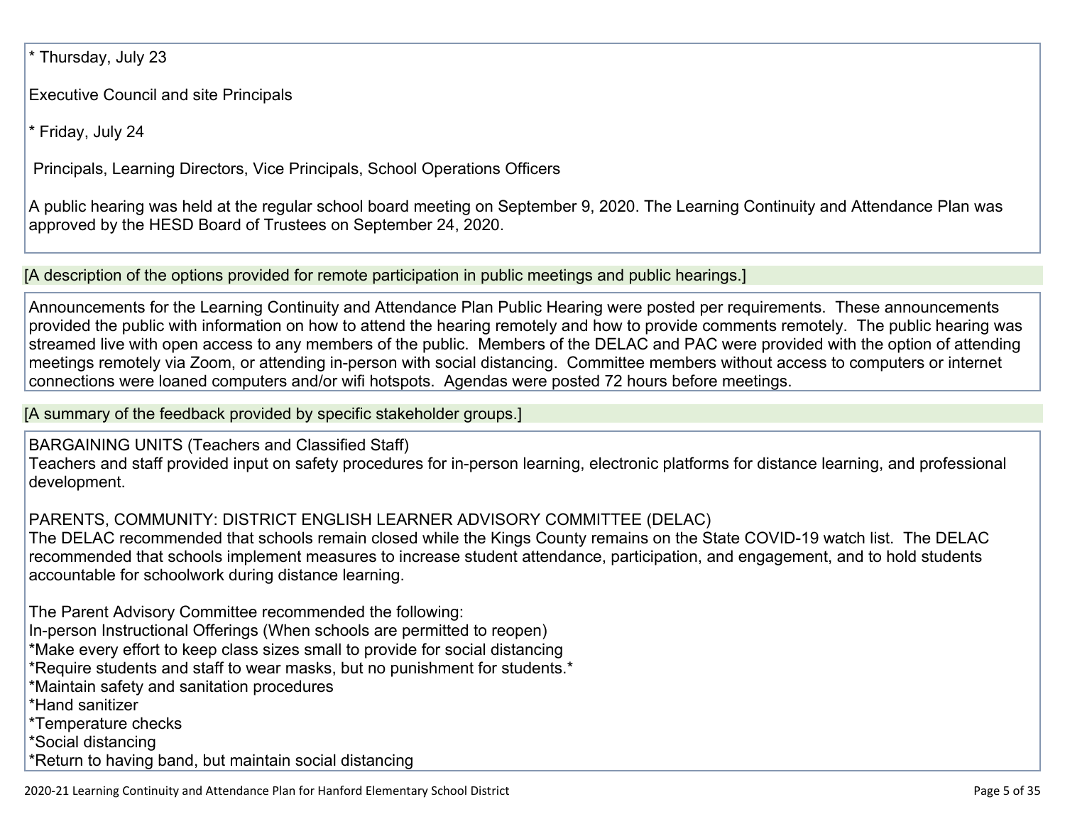* Thursday, July 23

Executive Council and site Principals

* Friday, July 24

Principals, Learning Directors, Vice Principals, School Operations Officers

A public hearing was held at the regular school board meeting on September 9, 2020. The Learning Continuity and Attendance Plan was approved by the HESD Board of Trustees on September 24, 2020.

[A description of the options provided for remote participation in public meetings and public hearings.]

Announcements for the Learning Continuity and Attendance Plan Public Hearing were posted per requirements. These announcements provided the public with information on how to attend the hearing remotely and how to provide comments remotely. The public hearing was streamed live with open access to any members of the public. Members of the DELAC and PAC were provided with the option of attending meetings remotely via Zoom, or attending in-person with social distancing. Committee members without access to computers or internet connections were loaned computers and/or wifi hotspots. Agendas were posted 72 hours before meetings.

[A summary of the feedback provided by specific stakeholder groups.]

BARGAINING UNITS (Teachers and Classified Staff)
Teachers and staff provided input on safety procedures for in-person learning, electronic platforms for distance learning, and professional development.

PARENTS, COMMUNITY: DISTRICT ENGLISH LEARNER ADVISORY COMMITTEE (DELAC)
The DELAC recommended that schools remain closed while the Kings County remains on the State COVID-19 watch list. The DELAC recommended that schools implement measures to increase student attendance, participation, and engagement, and to hold students accountable for schoolwork during distance learning.

The Parent Advisory Committee recommended the following:
In-person Instructional Offerings (When schools are permitted to reopen)
*Make every effort to keep class sizes small to provide for social distancing
*Require students and staff to wear masks, but no punishment for students.*
*Maintain safety and sanitation procedures
*Hand sanitizer
*Temperature checks
*Social distancing
*Return to having band, but maintain social distancing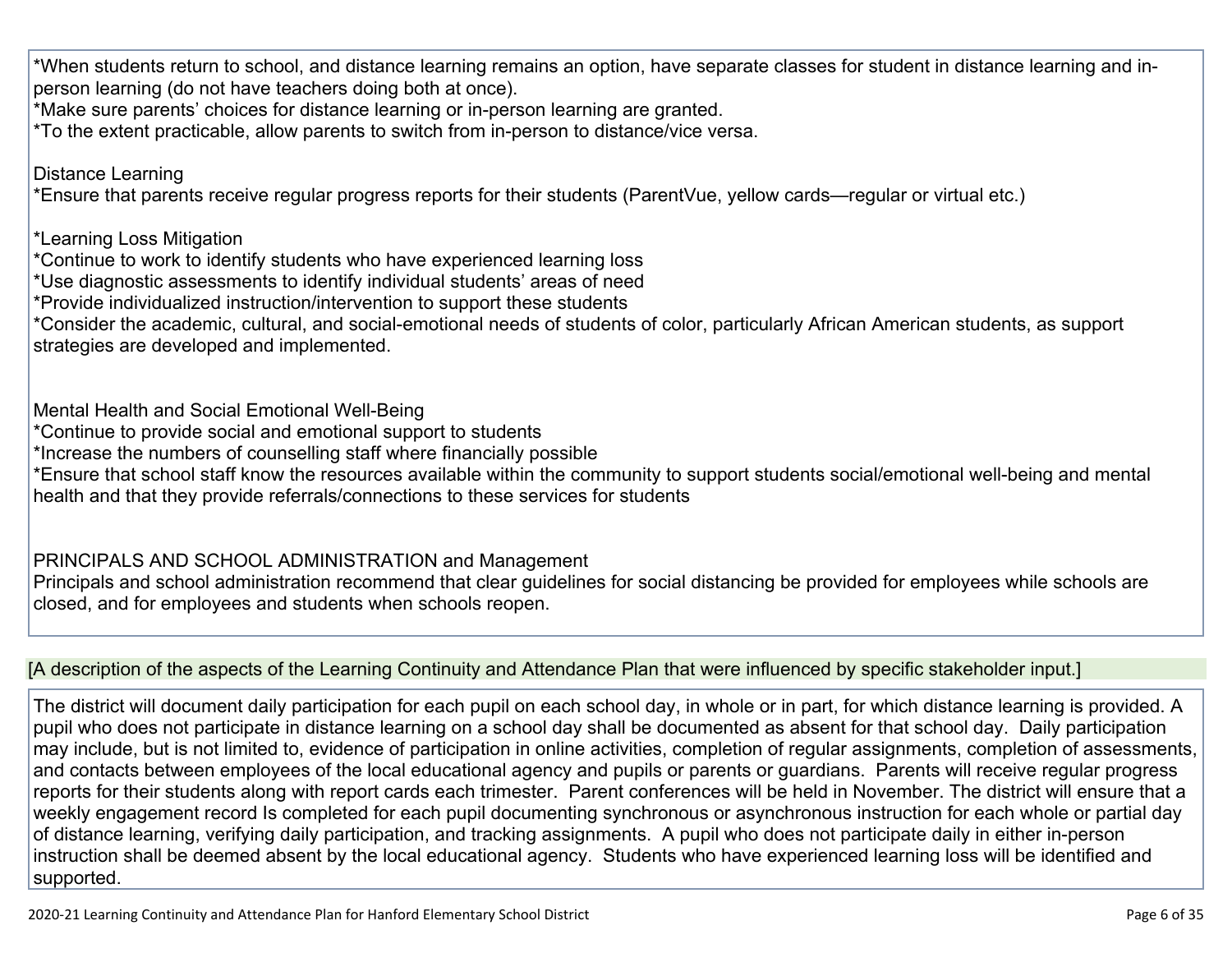*When students return to school, and distance learning remains an option, have separate classes for student in distance learning and in-person learning (do not have teachers doing both at once).
*Make sure parents' choices for distance learning or in-person learning are granted.
*To the extent practicable, allow parents to switch from in-person to distance/vice versa.

Distance Learning
*Ensure that parents receive regular progress reports for their students (ParentVue, yellow cards—regular or virtual etc.)

*Learning Loss Mitigation
*Continue to work to identify students who have experienced learning loss
*Use diagnostic assessments to identify individual students' areas of need
*Provide individualized instruction/intervention to support these students
*Consider the academic, cultural, and social-emotional needs of students of color, particularly African American students, as support strategies are developed and implemented.

Mental Health and Social Emotional Well-Being
*Continue to provide social and emotional support to students
*Increase the numbers of counselling staff where financially possible
*Ensure that school staff know the resources available within the community to support students social/emotional well-being and mental health and that they provide referrals/connections to these services for students

PRINCIPALS AND SCHOOL ADMINISTRATION and Management
Principals and school administration recommend that clear guidelines for social distancing be provided for employees while schools are closed, and for employees and students when schools reopen.

[A description of the aspects of the Learning Continuity and Attendance Plan that were influenced by specific stakeholder input.]

The district will document daily participation for each pupil on each school day, in whole or in part, for which distance learning is provided. A pupil who does not participate in distance learning on a school day shall be documented as absent for that school day. Daily participation may include, but is not limited to, evidence of participation in online activities, completion of regular assignments, completion of assessments, and contacts between employees of the local educational agency and pupils or parents or guardians. Parents will receive regular progress reports for their students along with report cards each trimester. Parent conferences will be held in November. The district will ensure that a weekly engagement record Is completed for each pupil documenting synchronous or asynchronous instruction for each whole or partial day of distance learning, verifying daily participation, and tracking assignments. A pupil who does not participate daily in either in-person instruction shall be deemed absent by the local educational agency. Students who have experienced learning loss will be identified and supported.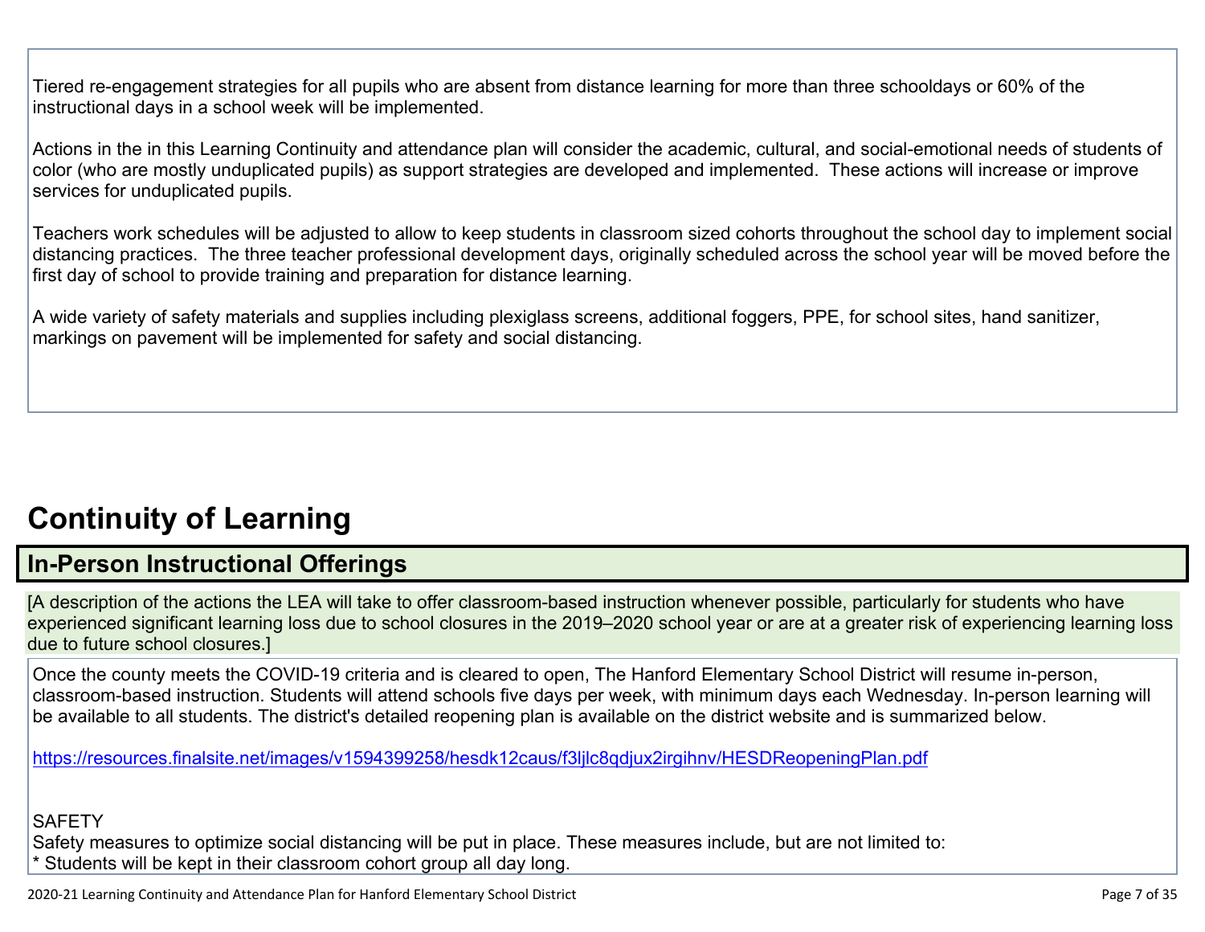Tiered re-engagement strategies for all pupils who are absent from distance learning for more than three schooldays or 60% of the instructional days in a school week will be implemented.

Actions in the in this Learning Continuity and attendance plan will consider the academic, cultural, and social-emotional needs of students of color (who are mostly unduplicated pupils) as support strategies are developed and implemented. These actions will increase or improve services for unduplicated pupils.

Teachers work schedules will be adjusted to allow to keep students in classroom sized cohorts throughout the school day to implement social distancing practices. The three teacher professional development days, originally scheduled across the school year will be moved before the first day of school to provide training and preparation for distance learning.

A wide variety of safety materials and supplies including plexiglass screens, additional foggers, PPE, for school sites, hand sanitizer, markings on pavement will be implemented for safety and social distancing.

# Continuity of Learning

## In-Person Instructional Offerings

[A description of the actions the LEA will take to offer classroom-based instruction whenever possible, particularly for students who have experienced significant learning loss due to school closures in the 2019–2020 school year or are at a greater risk of experiencing learning loss due to future school closures.]

Once the county meets the COVID-19 criteria and is cleared to open, The Hanford Elementary School District will resume in-person, classroom-based instruction. Students will attend schools five days per week, with minimum days each Wednesday. In-person learning will be available to all students. The district's detailed reopening plan is available on the district website and is summarized below.

https://resources.finalsite.net/images/v1594399258/hesdk12caus/f3ljlc8qdjux2irgihnv/HESDReopeningPlan.pdf

SAFETY
Safety measures to optimize social distancing will be put in place. These measures include, but are not limited to:
* Students will be kept in their classroom cohort group all day long.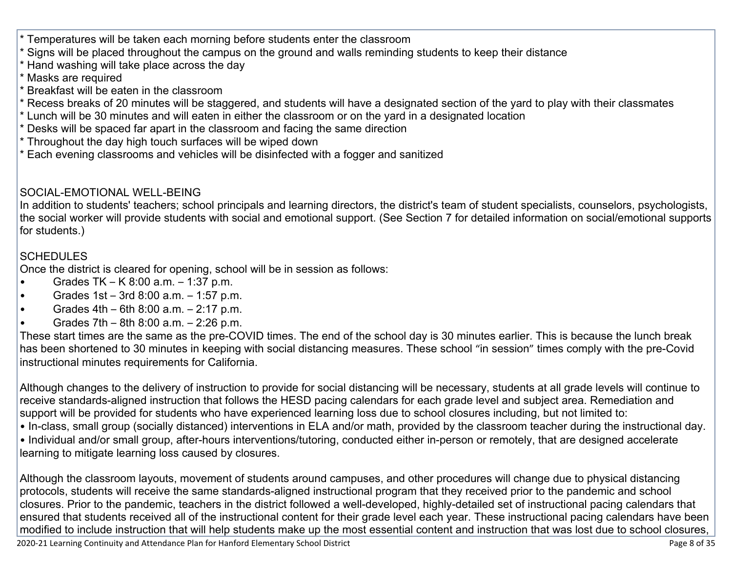* Temperatures will be taken each morning before students enter the classroom
* Signs will be placed throughout the campus on the ground and walls reminding students to keep their distance
* Hand washing will take place across the day
* Masks are required
* Breakfast will be eaten in the classroom
* Recess breaks of 20 minutes will be staggered, and students will have a designated section of the yard to play with their classmates
* Lunch will be 30 minutes and will eaten in either the classroom or on the yard in a designated location
* Desks will be spaced far apart in the classroom and facing the same direction
* Throughout the day high touch surfaces will be wiped down
* Each evening classrooms and vehicles will be disinfected with a fogger and sanitized

SOCIAL-EMOTIONAL WELL-BEING
In addition to students' teachers; school principals and learning directors, the district's team of student specialists, counselors, psychologists, the social worker will provide students with social and emotional support. (See Section 7 for detailed information on social/emotional supports for students.)

SCHEDULES
Once the district is cleared for opening, school will be in session as follows:

- Grades TK – K 8:00 a.m. – 1:37 p.m.
- Grades 1st – 3rd 8:00 a.m. – 1:57 p.m.
- Grades 4th – 6th 8:00 a.m. – 2:17 p.m.
- Grades 7th – 8th 8:00 a.m. – 2:26 p.m.

These start times are the same as the pre-COVID times. The end of the school day is 30 minutes earlier. This is because the lunch break has been shortened to 30 minutes in keeping with social distancing measures. These school "in session" times comply with the pre-Covid instructional minutes requirements for California.

Although changes to the delivery of instruction to provide for social distancing will be necessary, students at all grade levels will continue to receive standards-aligned instruction that follows the HESD pacing calendars for each grade level and subject area. Remediation and support will be provided for students who have experienced learning loss due to school closures including, but not limited to:

• In-class, small group (socially distanced) interventions in ELA and/or math, provided by the classroom teacher during the instructional day.
• Individual and/or small group, after-hours interventions/tutoring, conducted either in-person or remotely, that are designed accelerate learning to mitigate learning loss caused by closures.

Although the classroom layouts, movement of students around campuses, and other procedures will change due to physical distancing protocols, students will receive the same standards-aligned instructional program that they received prior to the pandemic and school closures. Prior to the pandemic, teachers in the district followed a well-developed, highly-detailed set of instructional pacing calendars that ensured that students received all of the instructional content for their grade level each year. These instructional pacing calendars have been modified to include instruction that will help students make up the most essential content and instruction that was lost due to school closures,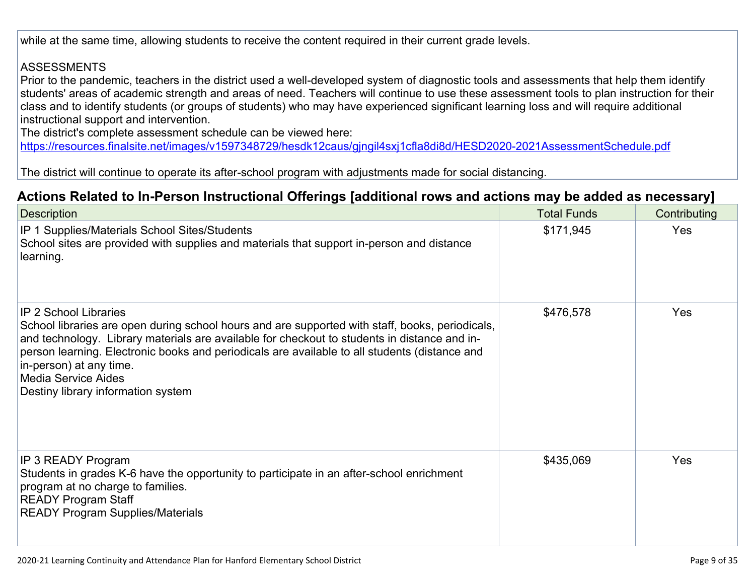while at the same time, allowing students to receive the content required in their current grade levels.

ASSESSMENTS
Prior to the pandemic, teachers in the district used a well-developed system of diagnostic tools and assessments that help them identify students' areas of academic strength and areas of need. Teachers will continue to use these assessment tools to plan instruction for their class and to identify students (or groups of students) who may have experienced significant learning loss and will require additional instructional support and intervention.
The district's complete assessment schedule can be viewed here:
https://resources.finalsite.net/images/v1597348729/hesdk12caus/gjngil4sxj1cfla8di8d/HESD2020-2021AssessmentSchedule.pdf

The district will continue to operate its after-school program with adjustments made for social distancing.

## Actions Related to In-Person Instructional Offerings [additional rows and actions may be added as necessary]

| Description | Total Funds | Contributing |
|---|---|---|
| IP 1 Supplies/Materials School Sites/Students<br>School sites are provided with supplies and materials that support in-person and distance learning. | $171,945 | Yes |
| IP 2 School Libraries<br>School libraries are open during school hours and are supported with staff, books, periodicals, and technology. Library materials are available for checkout to students in distance and in-person learning. Electronic books and periodicals are available to all students (distance and in-person) at any time.<br>Media Service Aides<br>Destiny library information system | $476,578 | Yes |
| IP 3 READY Program<br>Students in grades K-6 have the opportunity to participate in an after-school enrichment program at no charge to families.<br>READY Program Staff<br>READY Program Supplies/Materials | $435,069 | Yes |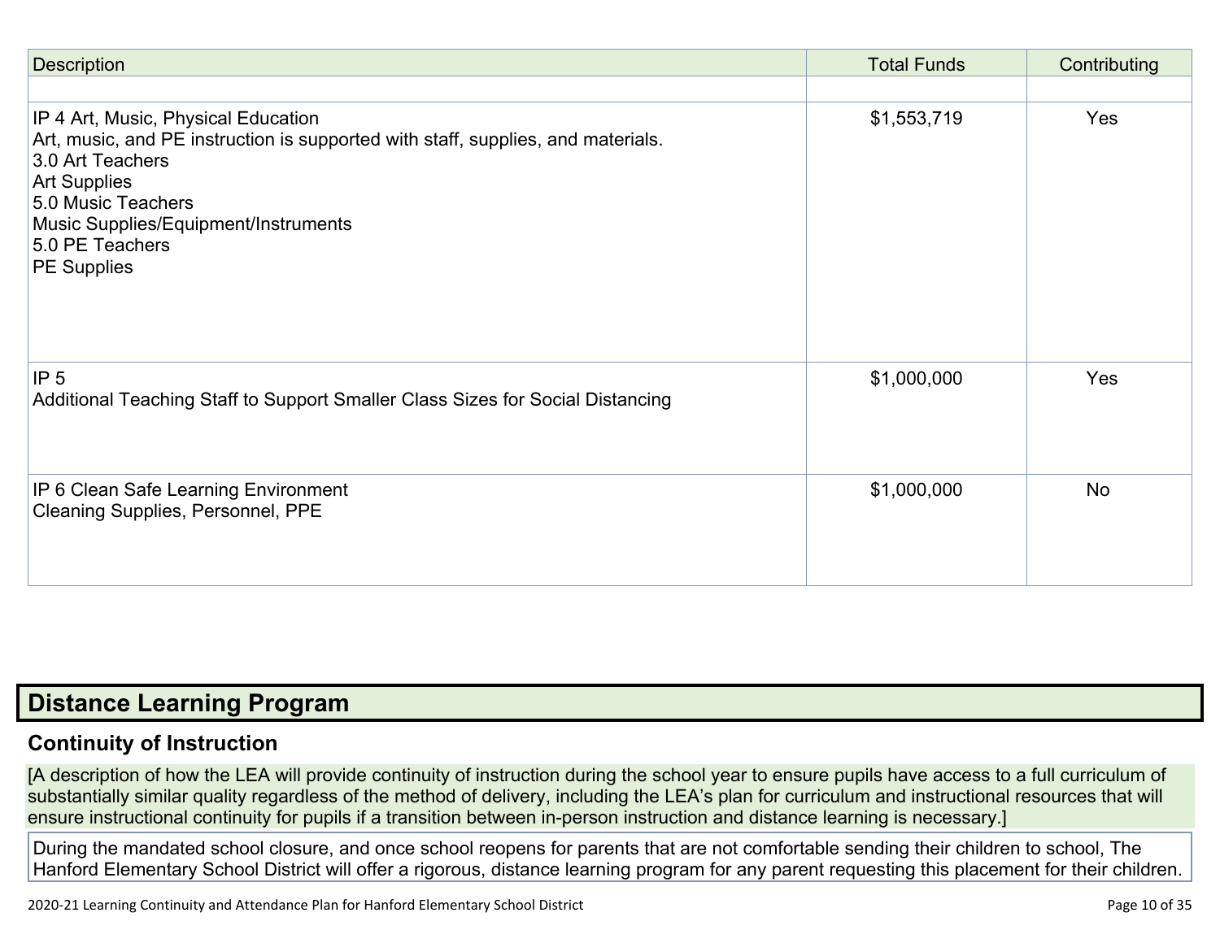| Description | Total Funds | Contributing |
|---|---|---|
| | | |
| IP 4 Art, Music, Physical Education<br>Art, music, and PE instruction is supported with staff, supplies, and materials.<br>3.0 Art Teachers<br>Art Supplies<br>5.0 Music Teachers<br>Music Supplies/Equipment/Instruments<br>5.0 PE Teachers<br>PE Supplies | $1,553,719 | Yes |
| IP 5<br>Additional Teaching Staff to Support Smaller Class Sizes for Social Distancing | $1,000,000 | Yes |
| IP 6 Clean Safe Learning Environment<br>Cleaning Supplies, Personnel, PPE | $1,000,000 | No |

## Distance Learning Program

### Continuity of Instruction

[A description of how the LEA will provide continuity of instruction during the school year to ensure pupils have access to a full curriculum of substantially similar quality regardless of the method of delivery, including the LEA's plan for curriculum and instructional resources that will ensure instructional continuity for pupils if a transition between in-person instruction and distance learning is necessary.]

During the mandated school closure, and once school reopens for parents that are not comfortable sending their children to school, The Hanford Elementary School District will offer a rigorous, distance learning program for any parent requesting this placement for their children.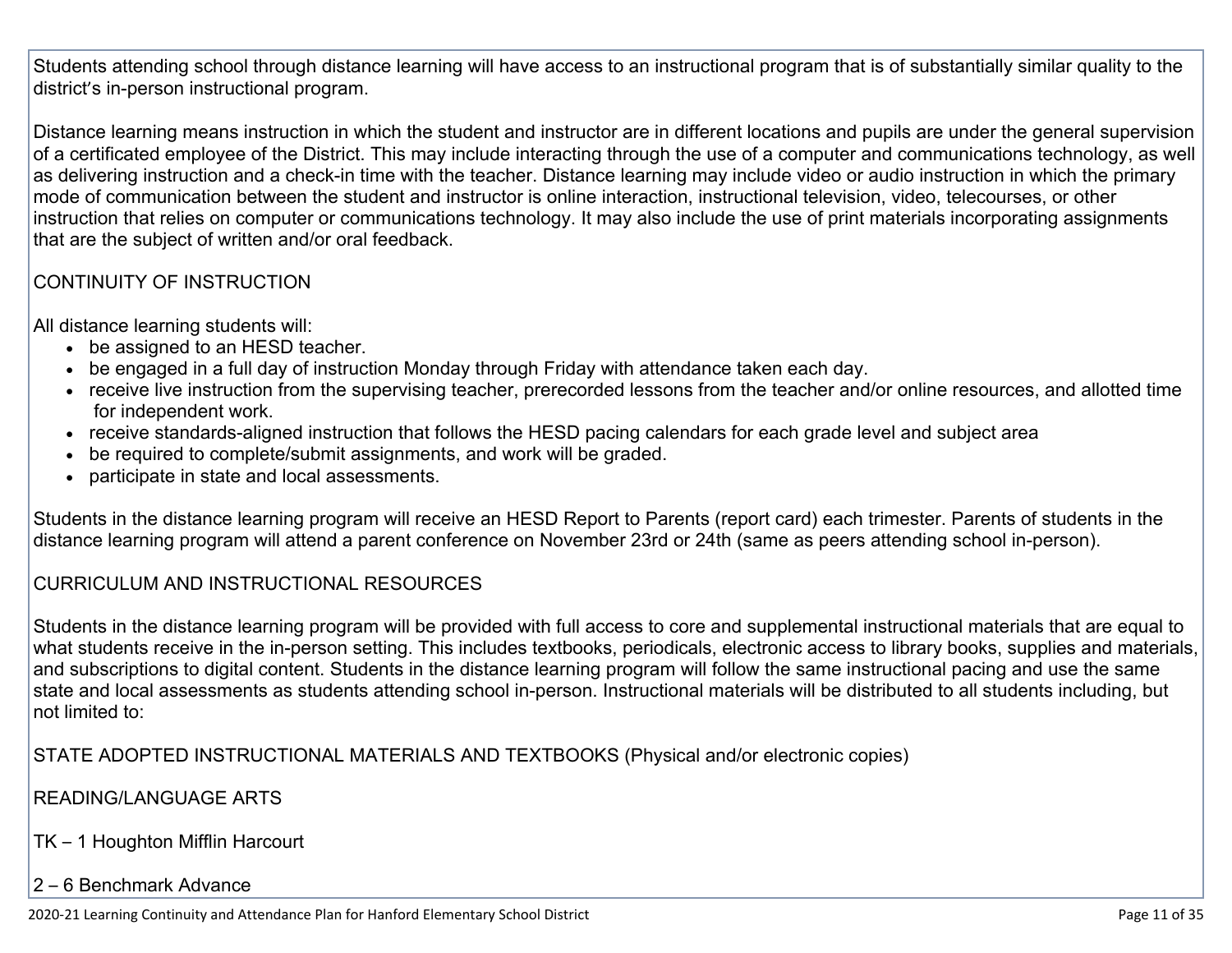Students attending school through distance learning will have access to an instructional program that is of substantially similar quality to the district's in-person instructional program.

Distance learning means instruction in which the student and instructor are in different locations and pupils are under the general supervision of a certificated employee of the District. This may include interacting through the use of a computer and communications technology, as well as delivering instruction and a check-in time with the teacher. Distance learning may include video or audio instruction in which the primary mode of communication between the student and instructor is online interaction, instructional television, video, telecourses, or other instruction that relies on computer or communications technology. It may also include the use of print materials incorporating assignments that are the subject of written and/or oral feedback.

CONTINUITY OF INSTRUCTION

All distance learning students will:

- be assigned to an HESD teacher.
- be engaged in a full day of instruction Monday through Friday with attendance taken each day.
- receive live instruction from the supervising teacher, prerecorded lessons from the teacher and/or online resources, and allotted time for independent work.
- receive standards-aligned instruction that follows the HESD pacing calendars for each grade level and subject area
- be required to complete/submit assignments, and work will be graded.
- participate in state and local assessments.

Students in the distance learning program will receive an HESD Report to Parents (report card) each trimester. Parents of students in the distance learning program will attend a parent conference on November 23rd or 24th (same as peers attending school in-person).

CURRICULUM AND INSTRUCTIONAL RESOURCES

Students in the distance learning program will be provided with full access to core and supplemental instructional materials that are equal to what students receive in the in-person setting. This includes textbooks, periodicals, electronic access to library books, supplies and materials, and subscriptions to digital content. Students in the distance learning program will follow the same instructional pacing and use the same state and local assessments as students attending school in-person. Instructional materials will be distributed to all students including, but not limited to:

STATE ADOPTED INSTRUCTIONAL MATERIALS AND TEXTBOOKS (Physical and/or electronic copies)

READING/LANGUAGE ARTS

TK – 1 Houghton Mifflin Harcourt

2 – 6 Benchmark Advance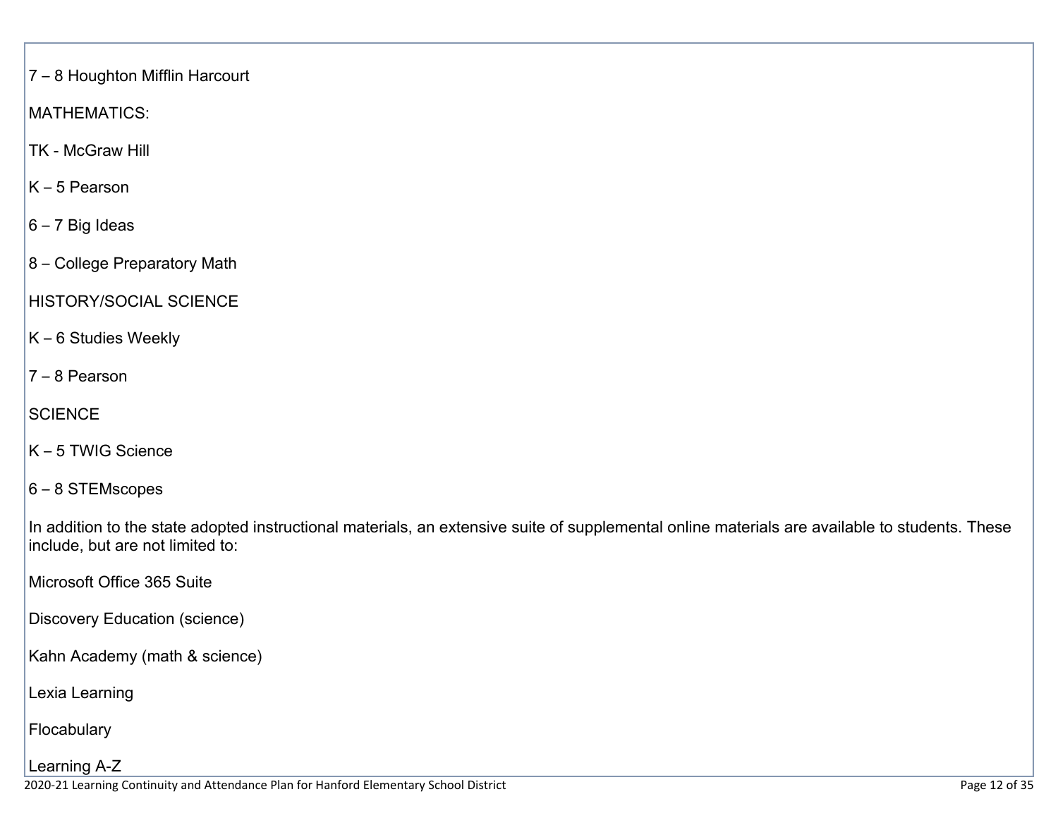7 – 8 Houghton Mifflin Harcourt

MATHEMATICS:

TK - McGraw Hill

K – 5 Pearson

6 – 7 Big Ideas

8 – College Preparatory Math

HISTORY/SOCIAL SCIENCE

K – 6 Studies Weekly

7 – 8 Pearson

SCIENCE

K – 5 TWIG Science

6 – 8 STEMscopes

In addition to the state adopted instructional materials, an extensive suite of supplemental online materials are available to students. These include, but are not limited to:

Microsoft Office 365 Suite

Discovery Education (science)

Kahn Academy (math & science)

Lexia Learning

Flocabulary

Learning A-Z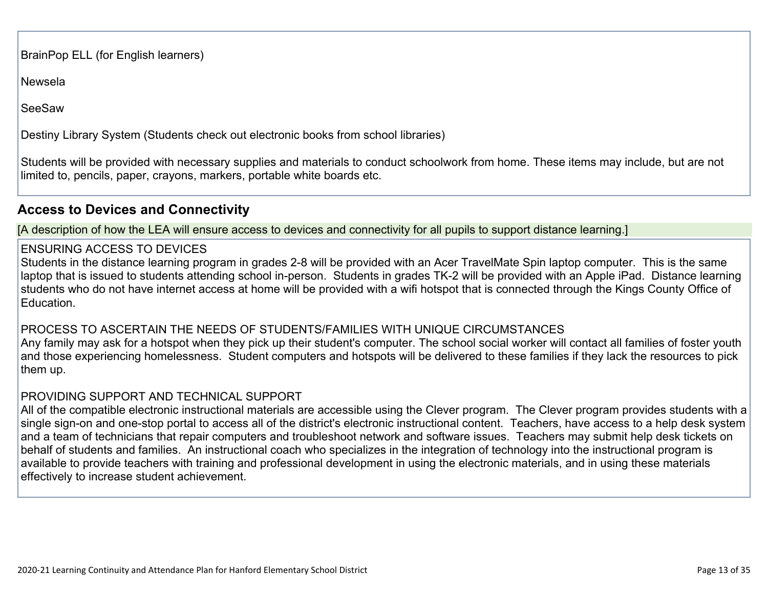BrainPop ELL (for English learners)

Newsela

SeeSaw

Destiny Library System (Students check out electronic books from school libraries)

Students will be provided with necessary supplies and materials to conduct schoolwork from home. These items may include, but are not limited to, pencils, paper, crayons, markers, portable white boards etc.

## Access to Devices and Connectivity

[A description of how the LEA will ensure access to devices and connectivity for all pupils to support distance learning.]

ENSURING ACCESS TO DEVICES
Students in the distance learning program in grades 2-8 will be provided with an Acer TravelMate Spin laptop computer. This is the same laptop that is issued to students attending school in-person. Students in grades TK-2 will be provided with an Apple iPad. Distance learning students who do not have internet access at home will be provided with a wifi hotspot that is connected through the Kings County Office of Education.

PROCESS TO ASCERTAIN THE NEEDS OF STUDENTS/FAMILIES WITH UNIQUE CIRCUMSTANCES
Any family may ask for a hotspot when they pick up their student's computer. The school social worker will contact all families of foster youth and those experiencing homelessness. Student computers and hotspots will be delivered to these families if they lack the resources to pick them up.

PROVIDING SUPPORT AND TECHNICAL SUPPORT
All of the compatible electronic instructional materials are accessible using the Clever program. The Clever program provides students with a single sign-on and one-stop portal to access all of the district's electronic instructional content. Teachers, have access to a help desk system and a team of technicians that repair computers and troubleshoot network and software issues. Teachers may submit help desk tickets on behalf of students and families. An instructional coach who specializes in the integration of technology into the instructional program is available to provide teachers with training and professional development in using the electronic materials, and in using these materials effectively to increase student achievement.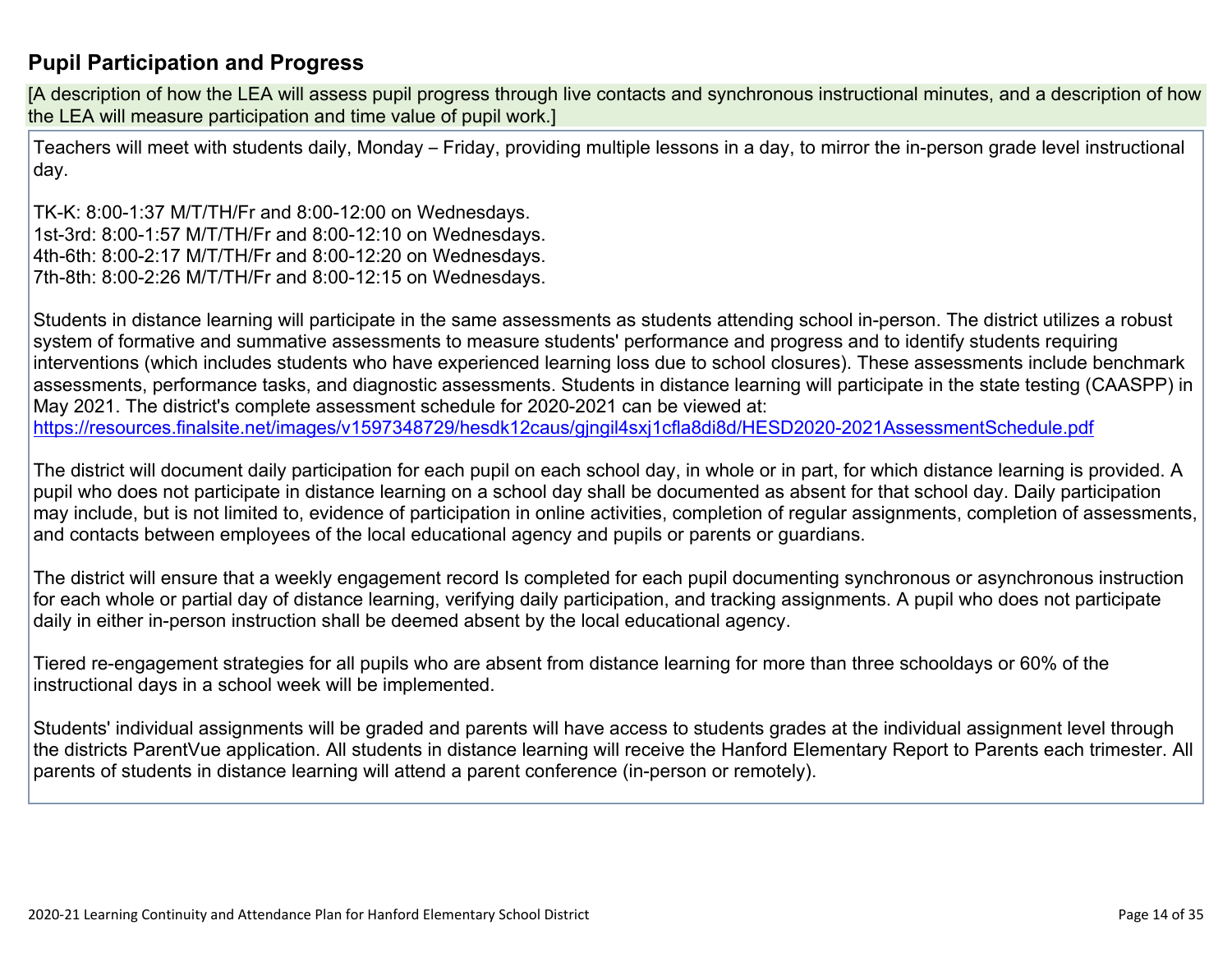## Pupil Participation and Progress

[A description of how the LEA will assess pupil progress through live contacts and synchronous instructional minutes, and a description of how the LEA will measure participation and time value of pupil work.]

Teachers will meet with students daily, Monday – Friday, providing multiple lessons in a day, to mirror the in-person grade level instructional day.

TK-K: 8:00-1:37 M/T/TH/Fr and 8:00-12:00 on Wednesdays.
1st-3rd: 8:00-1:57 M/T/TH/Fr and 8:00-12:10 on Wednesdays.
4th-6th: 8:00-2:17 M/T/TH/Fr and 8:00-12:20 on Wednesdays.
7th-8th: 8:00-2:26 M/T/TH/Fr and 8:00-12:15 on Wednesdays.

Students in distance learning will participate in the same assessments as students attending school in-person. The district utilizes a robust system of formative and summative assessments to measure students' performance and progress and to identify students requiring interventions (which includes students who have experienced learning loss due to school closures). These assessments include benchmark assessments, performance tasks, and diagnostic assessments. Students in distance learning will participate in the state testing (CAASPP) in May 2021. The district's complete assessment schedule for 2020-2021 can be viewed at: https://resources.finalsite.net/images/v1597348729/hesdk12caus/gjngil4sxj1cfla8di8d/HESD2020-2021AssessmentSchedule.pdf

The district will document daily participation for each pupil on each school day, in whole or in part, for which distance learning is provided. A pupil who does not participate in distance learning on a school day shall be documented as absent for that school day. Daily participation may include, but is not limited to, evidence of participation in online activities, completion of regular assignments, completion of assessments, and contacts between employees of the local educational agency and pupils or parents or guardians.

The district will ensure that a weekly engagement record Is completed for each pupil documenting synchronous or asynchronous instruction for each whole or partial day of distance learning, verifying daily participation, and tracking assignments. A pupil who does not participate daily in either in-person instruction shall be deemed absent by the local educational agency.

Tiered re-engagement strategies for all pupils who are absent from distance learning for more than three schooldays or 60% of the instructional days in a school week will be implemented.

Students' individual assignments will be graded and parents will have access to students grades at the individual assignment level through the districts ParentVue application. All students in distance learning will receive the Hanford Elementary Report to Parents each trimester. All parents of students in distance learning will attend a parent conference (in-person or remotely).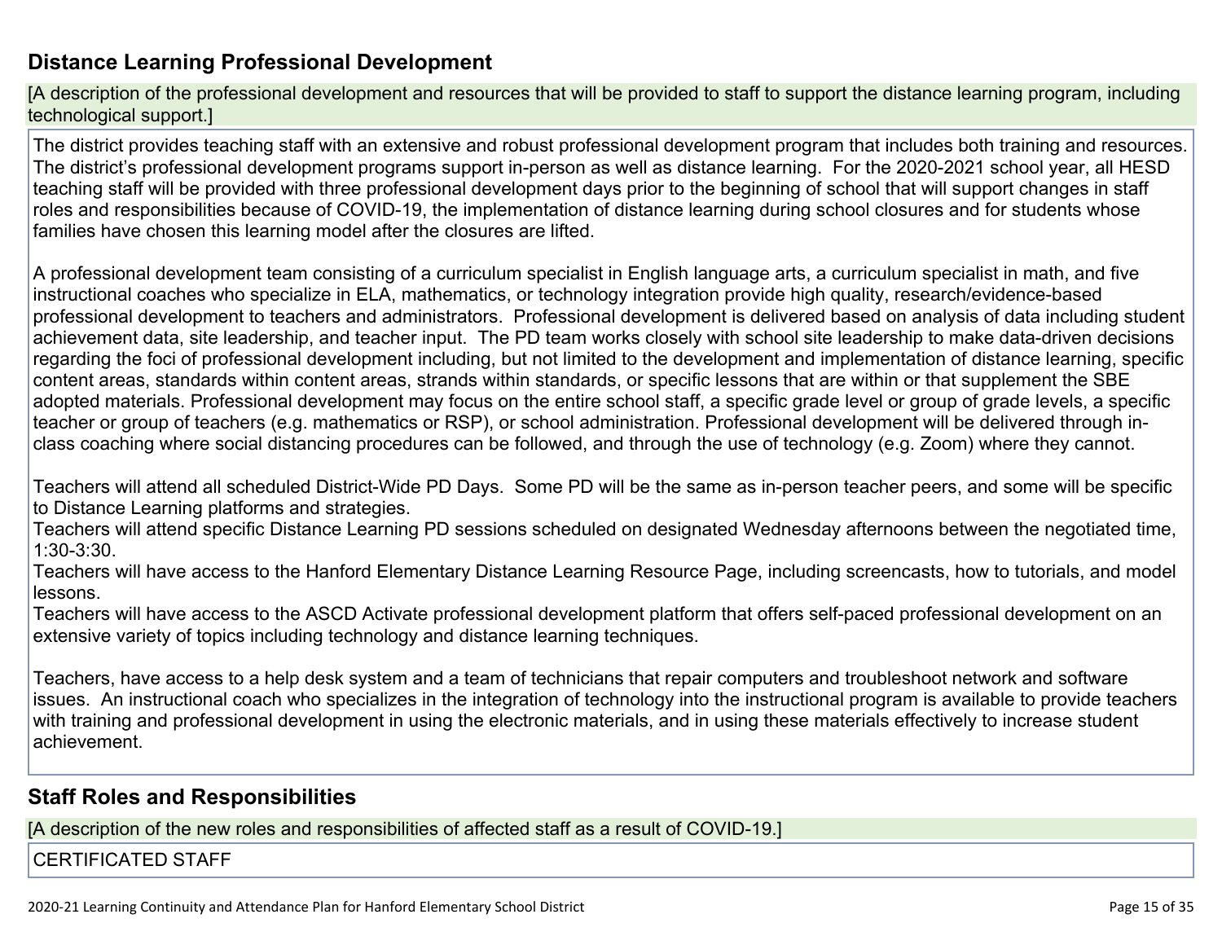## Distance Learning Professional Development

[A description of the professional development and resources that will be provided to staff to support the distance learning program, including technological support.]

The district provides teaching staff with an extensive and robust professional development program that includes both training and resources. The district's professional development programs support in-person as well as distance learning. For the 2020-2021 school year, all HESD teaching staff will be provided with three professional development days prior to the beginning of school that will support changes in staff roles and responsibilities because of COVID-19, the implementation of distance learning during school closures and for students whose families have chosen this learning model after the closures are lifted.

A professional development team consisting of a curriculum specialist in English language arts, a curriculum specialist in math, and five instructional coaches who specialize in ELA, mathematics, or technology integration provide high quality, research/evidence-based professional development to teachers and administrators. Professional development is delivered based on analysis of data including student achievement data, site leadership, and teacher input. The PD team works closely with school site leadership to make data-driven decisions regarding the foci of professional development including, but not limited to the development and implementation of distance learning, specific content areas, standards within content areas, strands within standards, or specific lessons that are within or that supplement the SBE adopted materials. Professional development may focus on the entire school staff, a specific grade level or group of grade levels, a specific teacher or group of teachers (e.g. mathematics or RSP), or school administration. Professional development will be delivered through in-class coaching where social distancing procedures can be followed, and through the use of technology (e.g. Zoom) where they cannot.

Teachers will attend all scheduled District-Wide PD Days. Some PD will be the same as in-person teacher peers, and some will be specific to Distance Learning platforms and strategies.
Teachers will attend specific Distance Learning PD sessions scheduled on designated Wednesday afternoons between the negotiated time, 1:30-3:30.
Teachers will have access to the Hanford Elementary Distance Learning Resource Page, including screencasts, how to tutorials, and model lessons.
Teachers will have access to the ASCD Activate professional development platform that offers self-paced professional development on an extensive variety of topics including technology and distance learning techniques.

Teachers, have access to a help desk system and a team of technicians that repair computers and troubleshoot network and software issues. An instructional coach who specializes in the integration of technology into the instructional program is available to provide teachers with training and professional development in using the electronic materials, and in using these materials effectively to increase student achievement.

## Staff Roles and Responsibilities

[A description of the new roles and responsibilities of affected staff as a result of COVID-19.]

CERTIFICATED STAFF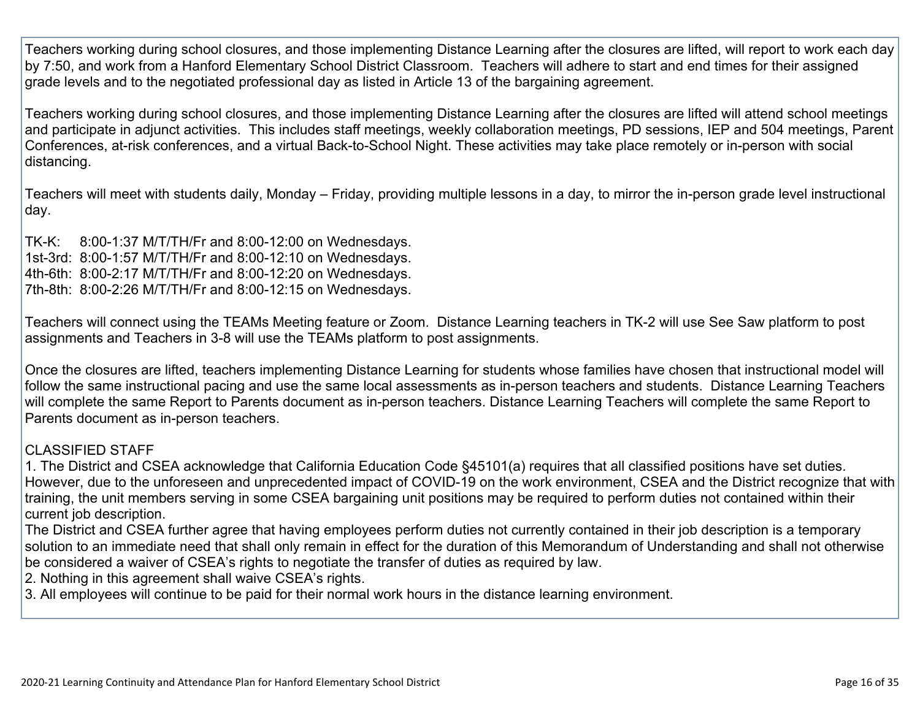Teachers working during school closures, and those implementing Distance Learning after the closures are lifted, will report to work each day by 7:50, and work from a Hanford Elementary School District Classroom. Teachers will adhere to start and end times for their assigned grade levels and to the negotiated professional day as listed in Article 13 of the bargaining agreement.

Teachers working during school closures, and those implementing Distance Learning after the closures are lifted will attend school meetings and participate in adjunct activities. This includes staff meetings, weekly collaboration meetings, PD sessions, IEP and 504 meetings, Parent Conferences, at-risk conferences, and a virtual Back-to-School Night. These activities may take place remotely or in-person with social distancing.

Teachers will meet with students daily, Monday – Friday, providing multiple lessons in a day, to mirror the in-person grade level instructional day.

TK-K: 8:00-1:37 M/T/TH/Fr and 8:00-12:00 on Wednesdays.
1st-3rd: 8:00-1:57 M/T/TH/Fr and 8:00-12:10 on Wednesdays.
4th-6th: 8:00-2:17 M/T/TH/Fr and 8:00-12:20 on Wednesdays.
7th-8th: 8:00-2:26 M/T/TH/Fr and 8:00-12:15 on Wednesdays.

Teachers will connect using the TEAMs Meeting feature or Zoom. Distance Learning teachers in TK-2 will use See Saw platform to post assignments and Teachers in 3-8 will use the TEAMs platform to post assignments.

Once the closures are lifted, teachers implementing Distance Learning for students whose families have chosen that instructional model will follow the same instructional pacing and use the same local assessments as in-person teachers and students. Distance Learning Teachers will complete the same Report to Parents document as in-person teachers. Distance Learning Teachers will complete the same Report to Parents document as in-person teachers.

CLASSIFIED STAFF

1. The District and CSEA acknowledge that California Education Code §45101(a) requires that all classified positions have set duties. However, due to the unforeseen and unprecedented impact of COVID-19 on the work environment, CSEA and the District recognize that with training, the unit members serving in some CSEA bargaining unit positions may be required to perform duties not contained within their current job description.
The District and CSEA further agree that having employees perform duties not currently contained in their job description is a temporary solution to an immediate need that shall only remain in effect for the duration of this Memorandum of Understanding and shall not otherwise be considered a waiver of CSEA's rights to negotiate the transfer of duties as required by law.
2. Nothing in this agreement shall waive CSEA's rights.
3. All employees will continue to be paid for their normal work hours in the distance learning environment.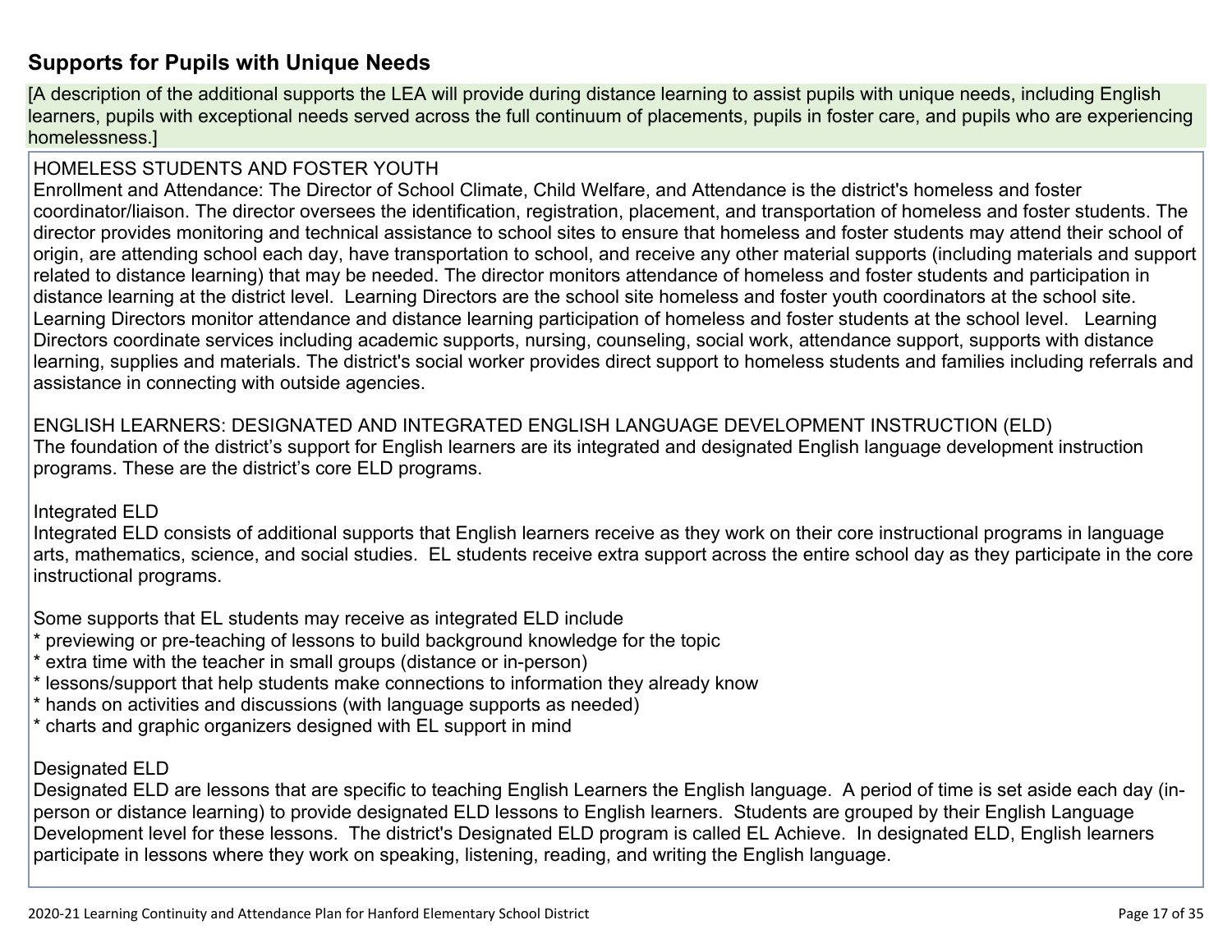## Supports for Pupils with Unique Needs

[A description of the additional supports the LEA will provide during distance learning to assist pupils with unique needs, including English learners, pupils with exceptional needs served across the full continuum of placements, pupils in foster care, and pupils who are experiencing homelessness.]

HOMELESS STUDENTS AND FOSTER YOUTH
Enrollment and Attendance: The Director of School Climate, Child Welfare, and Attendance is the district's homeless and foster coordinator/liaison. The director oversees the identification, registration, placement, and transportation of homeless and foster students. The director provides monitoring and technical assistance to school sites to ensure that homeless and foster students may attend their school of origin, are attending school each day, have transportation to school, and receive any other material supports (including materials and support related to distance learning) that may be needed. The director monitors attendance of homeless and foster students and participation in distance learning at the district level. Learning Directors are the school site homeless and foster youth coordinators at the school site. Learning Directors monitor attendance and distance learning participation of homeless and foster students at the school level. Learning Directors coordinate services including academic supports, nursing, counseling, social work, attendance support, supports with distance learning, supplies and materials. The district's social worker provides direct support to homeless students and families including referrals and assistance in connecting with outside agencies.

ENGLISH LEARNERS: DESIGNATED AND INTEGRATED ENGLISH LANGUAGE DEVELOPMENT INSTRUCTION (ELD)
The foundation of the district's support for English learners are its integrated and designated English language development instruction programs. These are the district's core ELD programs.

Integrated ELD
Integrated ELD consists of additional supports that English learners receive as they work on their core instructional programs in language arts, mathematics, science, and social studies. EL students receive extra support across the entire school day as they participate in the core instructional programs.

Some supports that EL students may receive as integrated ELD include
* previewing or pre-teaching of lessons to build background knowledge for the topic
* extra time with the teacher in small groups (distance or in-person)
* lessons/support that help students make connections to information they already know
* hands on activities and discussions (with language supports as needed)
* charts and graphic organizers designed with EL support in mind

Designated ELD
Designated ELD are lessons that are specific to teaching English Learners the English language. A period of time is set aside each day (in-person or distance learning) to provide designated ELD lessons to English learners. Students are grouped by their English Language Development level for these lessons. The district's Designated ELD program is called EL Achieve. In designated ELD, English learners participate in lessons where they work on speaking, listening, reading, and writing the English language.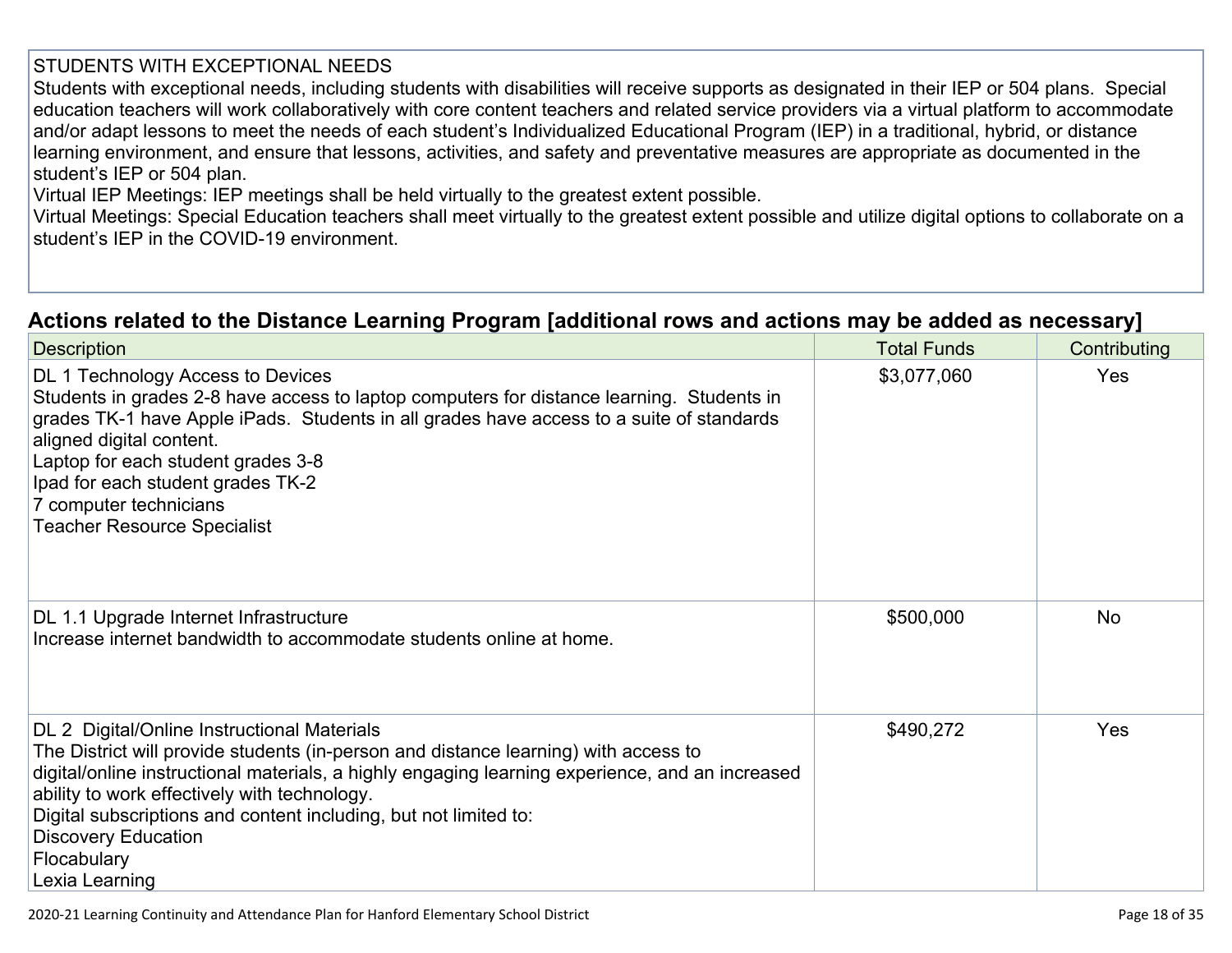STUDENTS WITH EXCEPTIONAL NEEDS
Students with exceptional needs, including students with disabilities will receive supports as designated in their IEP or 504 plans. Special education teachers will work collaboratively with core content teachers and related service providers via a virtual platform to accommodate and/or adapt lessons to meet the needs of each student's Individualized Educational Program (IEP) in a traditional, hybrid, or distance learning environment, and ensure that lessons, activities, and safety and preventative measures are appropriate as documented in the student's IEP or 504 plan.
Virtual IEP Meetings: IEP meetings shall be held virtually to the greatest extent possible.
Virtual Meetings: Special Education teachers shall meet virtually to the greatest extent possible and utilize digital options to collaborate on a student's IEP in the COVID-19 environment.

## Actions related to the Distance Learning Program [additional rows and actions may be added as necessary]

| Description | Total Funds | Contributing |
|---|---|---|
| DL 1 Technology Access to Devices<br>Students in grades 2-8 have access to laptop computers for distance learning. Students in grades TK-1 have Apple iPads. Students in all grades have access to a suite of standards aligned digital content.<br>Laptop for each student grades 3-8<br>Ipad for each student grades TK-2<br>7 computer technicians<br>Teacher Resource Specialist | $3,077,060 | Yes |
| DL 1.1 Upgrade Internet Infrastructure<br>Increase internet bandwidth to accommodate students online at home. | $500,000 | No |
| DL 2 Digital/Online Instructional Materials<br>The District will provide students (in-person and distance learning) with access to digital/online instructional materials, a highly engaging learning experience, and an increased ability to work effectively with technology.<br>Digital subscriptions and content including, but not limited to:<br>Discovery Education<br>Flocabulary<br>Lexia Learning | $490,272 | Yes |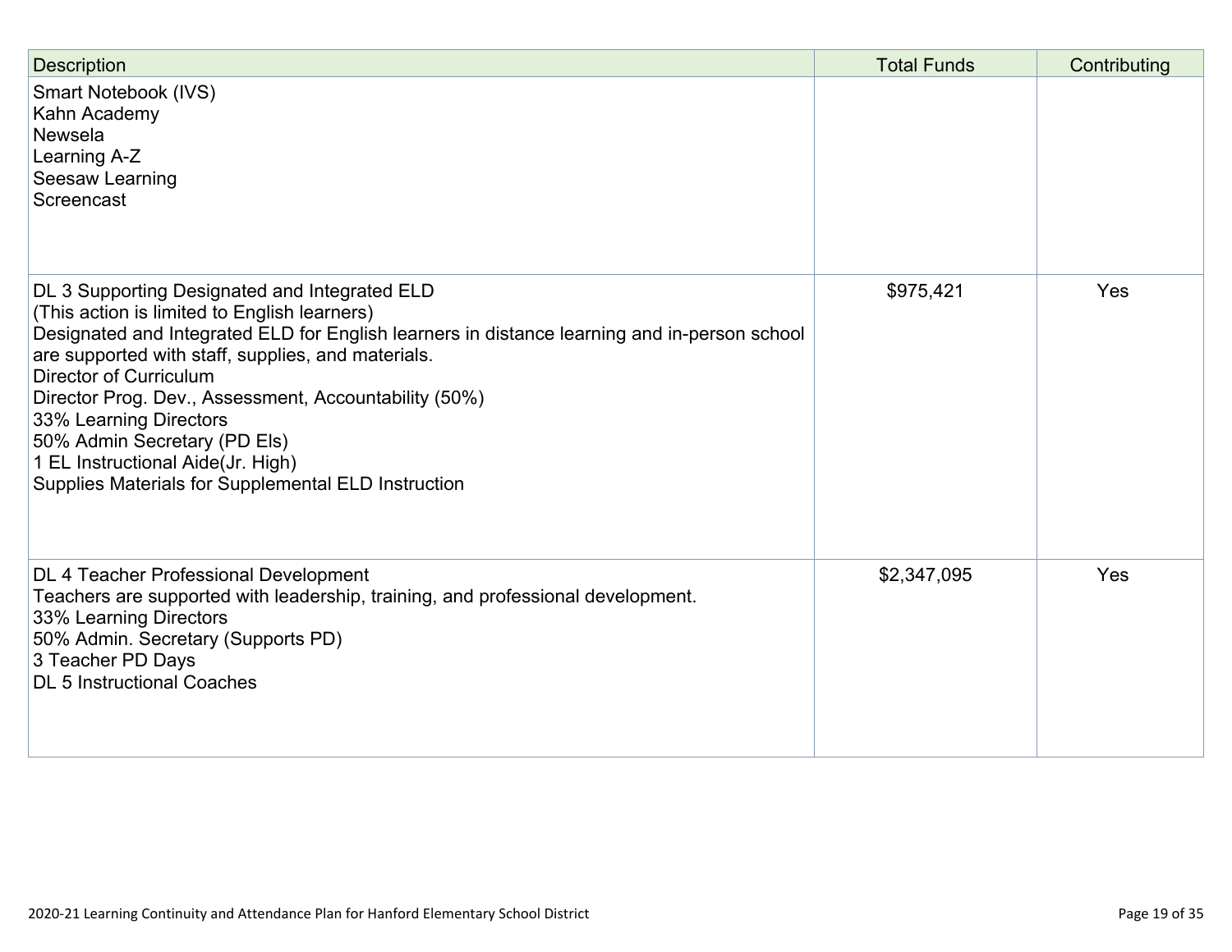| Description | Total Funds | Contributing |
| --- | --- | --- |
| Smart Notebook (IVS)<br>Kahn Academy<br>Newsela<br>Learning A-Z<br>Seesaw Learning<br>Screencast | | |
| DL 3 Supporting Designated and Integrated ELD<br>(This action is limited to English learners)<br>Designated and Integrated ELD for English learners in distance learning and in-person school are supported with staff, supplies, and materials.<br>Director of Curriculum<br>Director Prog. Dev., Assessment, Accountability (50%)<br>33% Learning Directors<br>50% Admin Secretary (PD Els)<br>1 EL Instructional Aide(Jr. High)<br>Supplies Materials for Supplemental ELD Instruction | $975,421 | Yes |
| DL 4 Teacher Professional Development<br>Teachers are supported with leadership, training, and professional development.<br>33% Learning Directors<br>50% Admin. Secretary (Supports PD)<br>3 Teacher PD Days<br>DL 5 Instructional Coaches | $2,347,095 | Yes |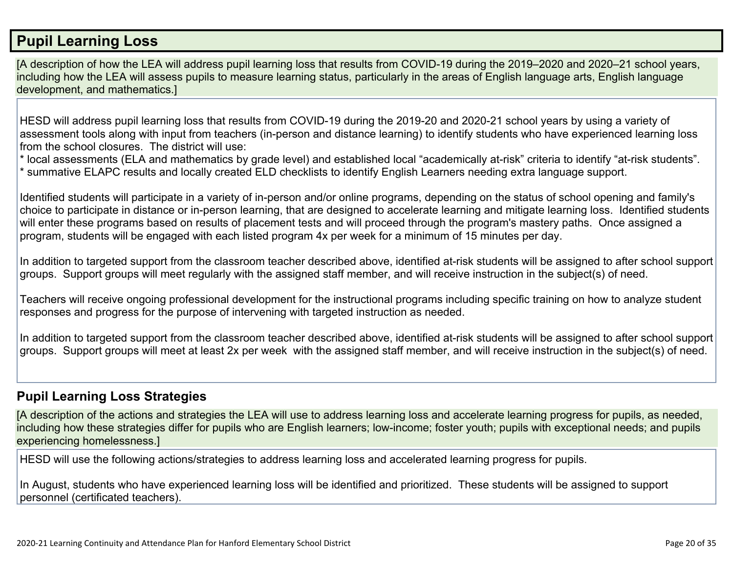## Pupil Learning Loss

[A description of how the LEA will address pupil learning loss that results from COVID-19 during the 2019–2020 and 2020–21 school years, including how the LEA will assess pupils to measure learning status, particularly in the areas of English language arts, English language development, and mathematics.]

HESD will address pupil learning loss that results from COVID-19 during the 2019-20 and 2020-21 school years by using a variety of assessment tools along with input from teachers (in-person and distance learning) to identify students who have experienced learning loss from the school closures. The district will use:
* local assessments (ELA and mathematics by grade level) and established local “academically at-risk” criteria to identify “at-risk students”.
* summative ELAPC results and locally created ELD checklists to identify English Learners needing extra language support.

Identified students will participate in a variety of in-person and/or online programs, depending on the status of school opening and family's choice to participate in distance or in-person learning, that are designed to accelerate learning and mitigate learning loss. Identified students will enter these programs based on results of placement tests and will proceed through the program's mastery paths. Once assigned a program, students will be engaged with each listed program 4x per week for a minimum of 15 minutes per day.

In addition to targeted support from the classroom teacher described above, identified at-risk students will be assigned to after school support groups. Support groups will meet regularly with the assigned staff member, and will receive instruction in the subject(s) of need.

Teachers will receive ongoing professional development for the instructional programs including specific training on how to analyze student responses and progress for the purpose of intervening with targeted instruction as needed.

In addition to targeted support from the classroom teacher described above, identified at-risk students will be assigned to after school support groups. Support groups will meet at least 2x per week with the assigned staff member, and will receive instruction in the subject(s) of need.

### Pupil Learning Loss Strategies

[A description of the actions and strategies the LEA will use to address learning loss and accelerate learning progress for pupils, as needed, including how these strategies differ for pupils who are English learners; low-income; foster youth; pupils with exceptional needs; and pupils experiencing homelessness.]

HESD will use the following actions/strategies to address learning loss and accelerated learning progress for pupils.

In August, students who have experienced learning loss will be identified and prioritized. These students will be assigned to support personnel (certificated teachers).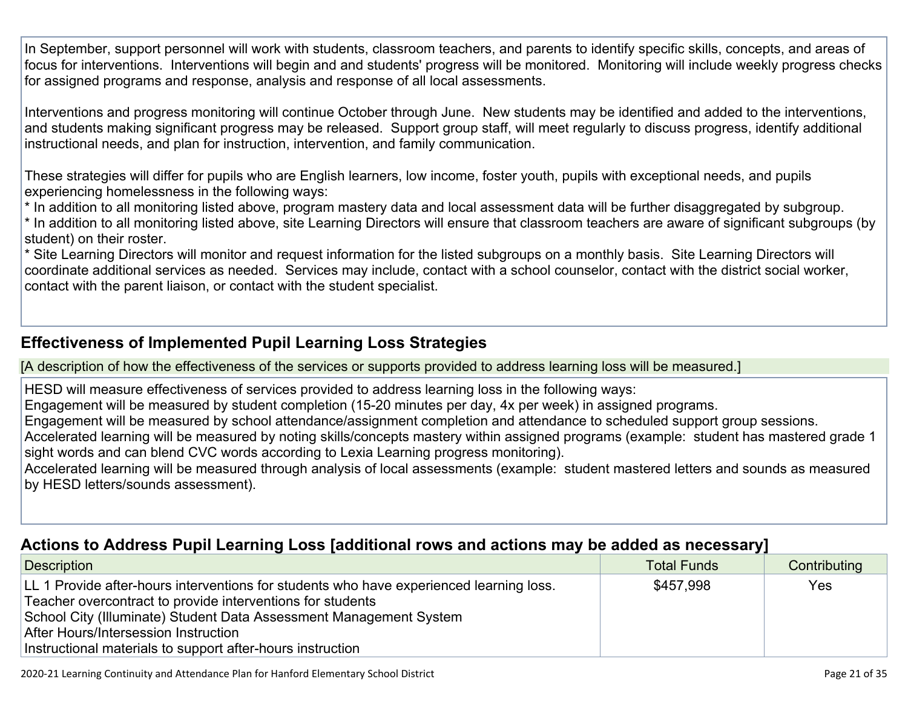In September, support personnel will work with students, classroom teachers, and parents to identify specific skills, concepts, and areas of focus for interventions. Interventions will begin and and students' progress will be monitored. Monitoring will include weekly progress checks for assigned programs and response, analysis and response of all local assessments.

Interventions and progress monitoring will continue October through June. New students may be identified and added to the interventions, and students making significant progress may be released. Support group staff, will meet regularly to discuss progress, identify additional instructional needs, and plan for instruction, intervention, and family communication.

These strategies will differ for pupils who are English learners, low income, foster youth, pupils with exceptional needs, and pupils experiencing homelessness in the following ways:
* In addition to all monitoring listed above, program mastery data and local assessment data will be further disaggregated by subgroup.
* In addition to all monitoring listed above, site Learning Directors will ensure that classroom teachers are aware of significant subgroups (by student) on their roster.
* Site Learning Directors will monitor and request information for the listed subgroups on a monthly basis. Site Learning Directors will coordinate additional services as needed. Services may include, contact with a school counselor, contact with the district social worker, contact with the parent liaison, or contact with the student specialist.

## Effectiveness of Implemented Pupil Learning Loss Strategies

[A description of how the effectiveness of the services or supports provided to address learning loss will be measured.]

HESD will measure effectiveness of services provided to address learning loss in the following ways:
Engagement will be measured by student completion (15-20 minutes per day, 4x per week) in assigned programs.
Engagement will be measured by school attendance/assignment completion and attendance to scheduled support group sessions.
Accelerated learning will be measured by noting skills/concepts mastery within assigned programs (example: student has mastered grade 1 sight words and can blend CVC words according to Lexia Learning progress monitoring).
Accelerated learning will be measured through analysis of local assessments (example: student mastered letters and sounds as measured by HESD letters/sounds assessment).

## Actions to Address Pupil Learning Loss [additional rows and actions may be added as necessary]

| Description | Total Funds | Contributing |
|---|---|---|
| LL 1 Provide after-hours interventions for students who have experienced learning loss.<br>Teacher overcontract to provide interventions for students<br>School City (Illuminate) Student Data Assessment Management System<br>After Hours/Intersession Instruction<br>Instructional materials to support after-hours instruction | $457,998 | Yes |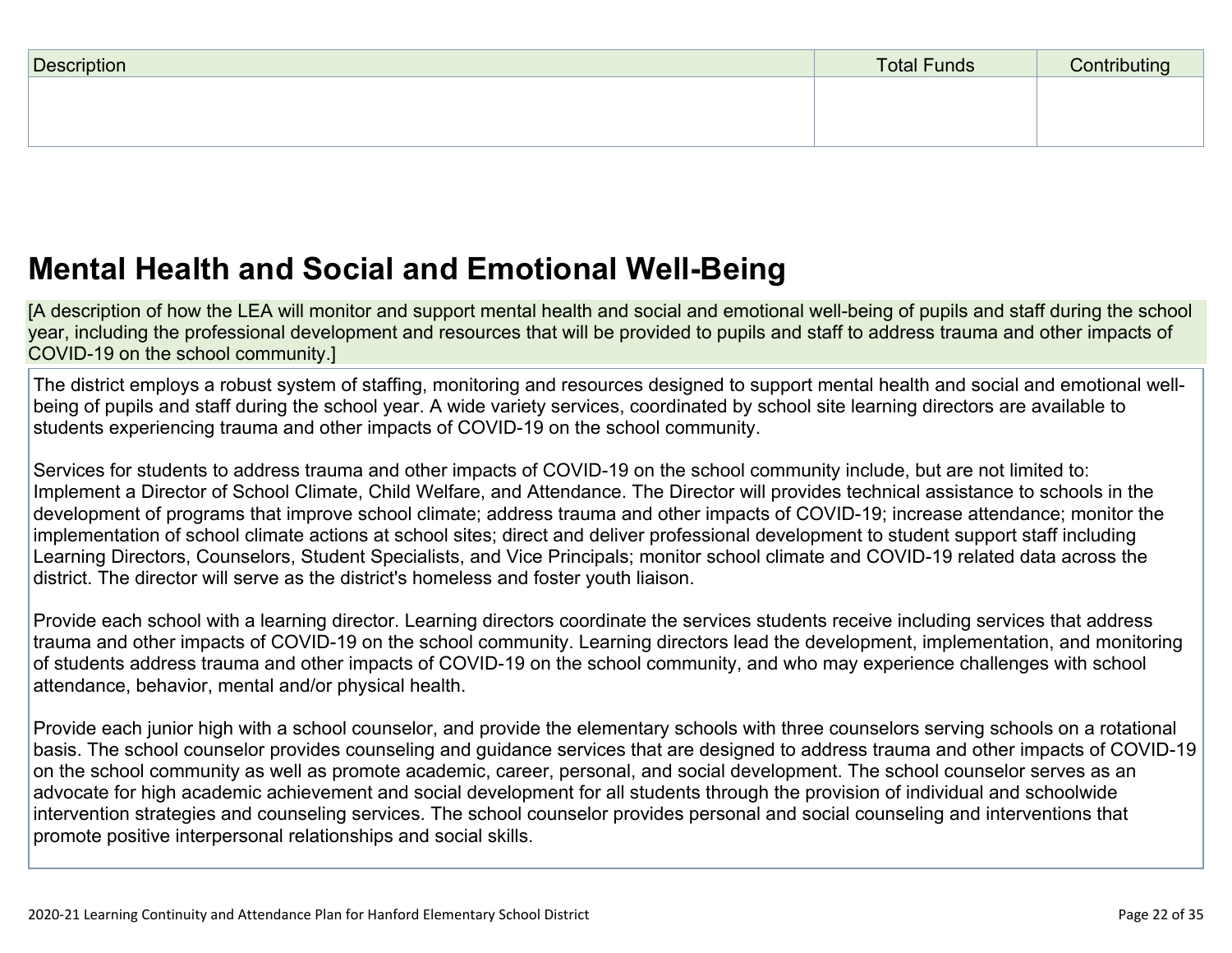| Description | Total Funds | Contributing |
| --- | --- | --- |
| | | |

## Mental Health and Social and Emotional Well-Being

[A description of how the LEA will monitor and support mental health and social and emotional well-being of pupils and staff during the school year, including the professional development and resources that will be provided to pupils and staff to address trauma and other impacts of COVID-19 on the school community.]

The district employs a robust system of staffing, monitoring and resources designed to support mental health and social and emotional well-being of pupils and staff during the school year. A wide variety services, coordinated by school site learning directors are available to students experiencing trauma and other impacts of COVID-19 on the school community.

Services for students to address trauma and other impacts of COVID-19 on the school community include, but are not limited to:
Implement a Director of School Climate, Child Welfare, and Attendance. The Director will provides technical assistance to schools in the development of programs that improve school climate; address trauma and other impacts of COVID-19; increase attendance; monitor the implementation of school climate actions at school sites; direct and deliver professional development to student support staff including Learning Directors, Counselors, Student Specialists, and Vice Principals; monitor school climate and COVID-19 related data across the district. The director will serve as the district's homeless and foster youth liaison.

Provide each school with a learning director. Learning directors coordinate the services students receive including services that address trauma and other impacts of COVID-19 on the school community. Learning directors lead the development, implementation, and monitoring of students address trauma and other impacts of COVID-19 on the school community, and who may experience challenges with school attendance, behavior, mental and/or physical health.

Provide each junior high with a school counselor, and provide the elementary schools with three counselors serving schools on a rotational basis. The school counselor provides counseling and guidance services that are designed to address trauma and other impacts of COVID-19 on the school community as well as promote academic, career, personal, and social development. The school counselor serves as an advocate for high academic achievement and social development for all students through the provision of individual and schoolwide intervention strategies and counseling services. The school counselor provides personal and social counseling and interventions that promote positive interpersonal relationships and social skills.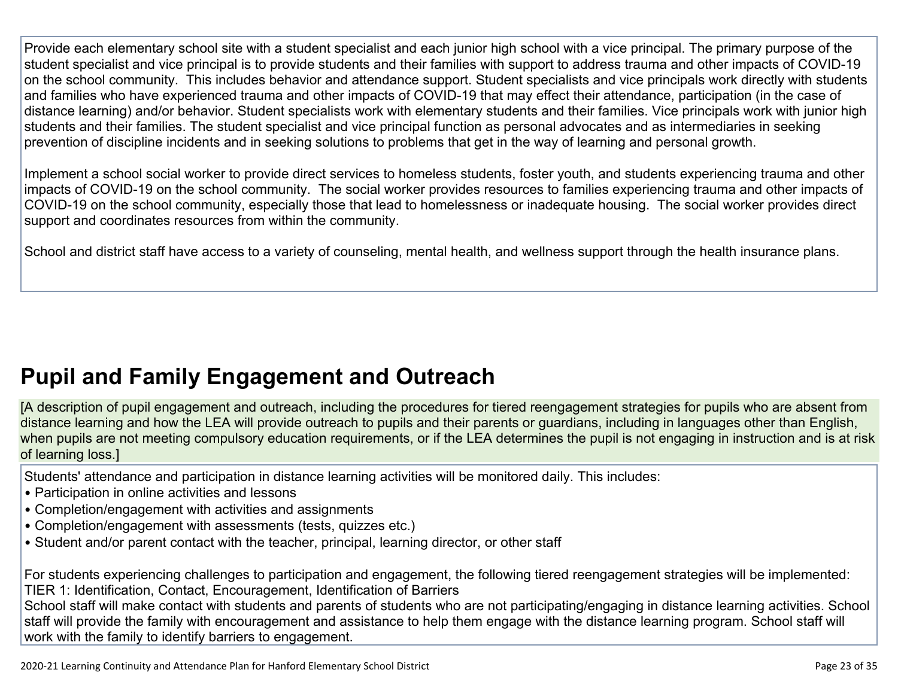Provide each elementary school site with a student specialist and each junior high school with a vice principal. The primary purpose of the student specialist and vice principal is to provide students and their families with support to address trauma and other impacts of COVID-19 on the school community. This includes behavior and attendance support. Student specialists and vice principals work directly with students and families who have experienced trauma and other impacts of COVID-19 that may effect their attendance, participation (in the case of distance learning) and/or behavior. Student specialists work with elementary students and their families. Vice principals work with junior high students and their families. The student specialist and vice principal function as personal advocates and as intermediaries in seeking prevention of discipline incidents and in seeking solutions to problems that get in the way of learning and personal growth.

Implement a school social worker to provide direct services to homeless students, foster youth, and students experiencing trauma and other impacts of COVID-19 on the school community. The social worker provides resources to families experiencing trauma and other impacts of COVID-19 on the school community, especially those that lead to homelessness or inadequate housing. The social worker provides direct support and coordinates resources from within the community.

School and district staff have access to a variety of counseling, mental health, and wellness support through the health insurance plans.

# Pupil and Family Engagement and Outreach

[A description of pupil engagement and outreach, including the procedures for tiered reengagement strategies for pupils who are absent from distance learning and how the LEA will provide outreach to pupils and their parents or guardians, including in languages other than English, when pupils are not meeting compulsory education requirements, or if the LEA determines the pupil is not engaging in instruction and is at risk of learning loss.]

Students' attendance and participation in distance learning activities will be monitored daily. This includes:

- Participation in online activities and lessons
- Completion/engagement with activities and assignments
- Completion/engagement with assessments (tests, quizzes etc.)
- Student and/or parent contact with the teacher, principal, learning director, or other staff

For students experiencing challenges to participation and engagement, the following tiered reengagement strategies will be implemented:
TIER 1: Identification, Contact, Encouragement, Identification of Barriers
School staff will make contact with students and parents of students who are not participating/engaging in distance learning activities. School staff will provide the family with encouragement and assistance to help them engage with the distance learning program. School staff will work with the family to identify barriers to engagement.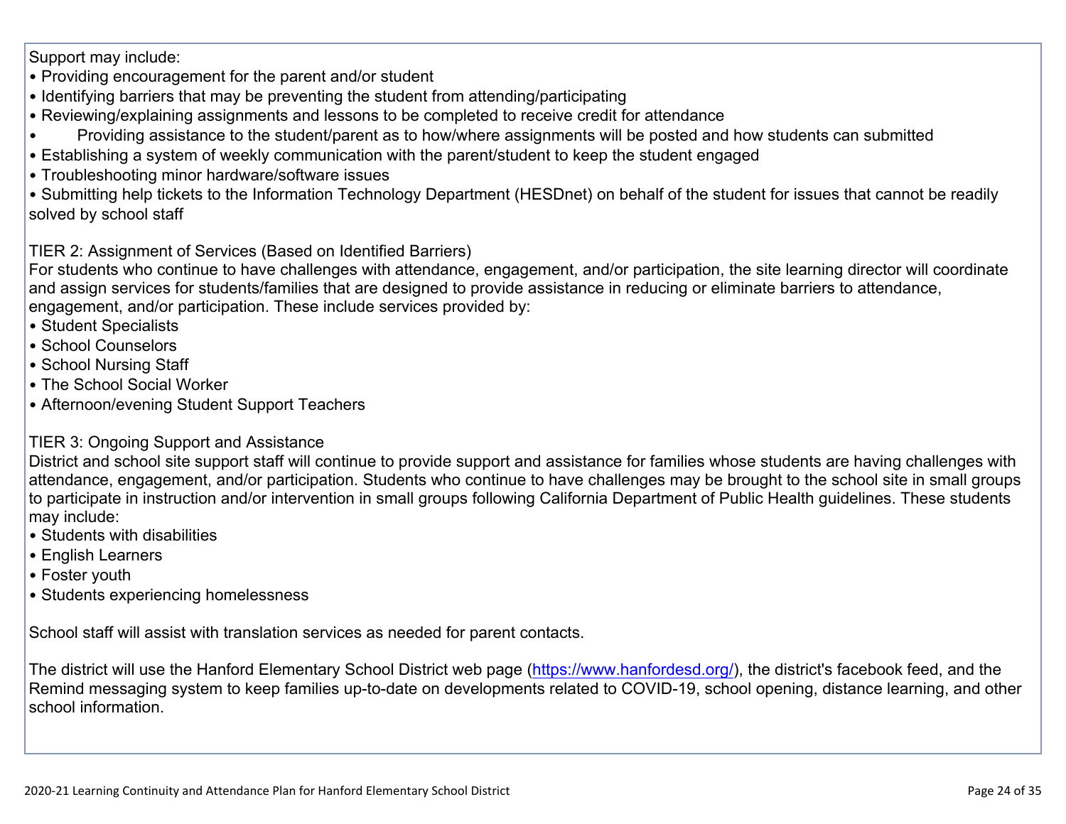Support may include:

- Providing encouragement for the parent and/or student
- Identifying barriers that may be preventing the student from attending/participating
- Reviewing/explaining assignments and lessons to be completed to receive credit for attendance
- Providing assistance to the student/parent as to how/where assignments will be posted and how students can submitted
- Establishing a system of weekly communication with the parent/student to keep the student engaged
- Troubleshooting minor hardware/software issues
- Submitting help tickets to the Information Technology Department (HESDnet) on behalf of the student for issues that cannot be readily solved by school staff

TIER 2: Assignment of Services (Based on Identified Barriers)

For students who continue to have challenges with attendance, engagement, and/or participation, the site learning director will coordinate and assign services for students/families that are designed to provide assistance in reducing or eliminate barriers to attendance, engagement, and/or participation. These include services provided by:

- Student Specialists
- School Counselors
- School Nursing Staff
- The School Social Worker
- Afternoon/evening Student Support Teachers

TIER 3: Ongoing Support and Assistance

District and school site support staff will continue to provide support and assistance for families whose students are having challenges with attendance, engagement, and/or participation. Students who continue to have challenges may be brought to the school site in small groups to participate in instruction and/or intervention in small groups following California Department of Public Health guidelines. These students may include:

- Students with disabilities
- English Learners
- Foster youth
- Students experiencing homelessness

School staff will assist with translation services as needed for parent contacts.

The district will use the Hanford Elementary School District web page ([https://www.hanfordesd.org/](https://www.hanfordesd.org/)), the district's facebook feed, and the Remind messaging system to keep families up-to-date on developments related to COVID-19, school opening, distance learning, and other school information.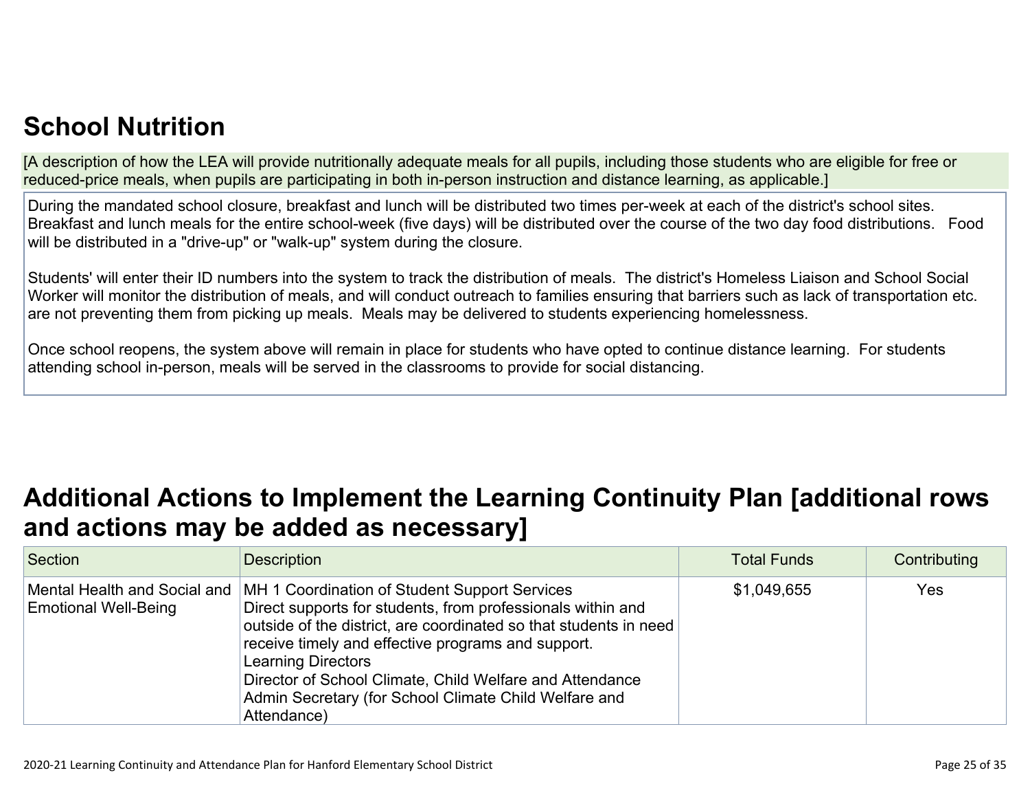## School Nutrition

[A description of how the LEA will provide nutritionally adequate meals for all pupils, including those students who are eligible for free or reduced-price meals, when pupils are participating in both in-person instruction and distance learning, as applicable.]

During the mandated school closure, breakfast and lunch will be distributed two times per-week at each of the district's school sites. Breakfast and lunch meals for the entire school-week (five days) will be distributed over the course of the two day food distributions. Food will be distributed in a "drive-up" or "walk-up" system during the closure.

Students' will enter their ID numbers into the system to track the distribution of meals. The district's Homeless Liaison and School Social Worker will monitor the distribution of meals, and will conduct outreach to families ensuring that barriers such as lack of transportation etc. are not preventing them from picking up meals. Meals may be delivered to students experiencing homelessness.

Once school reopens, the system above will remain in place for students who have opted to continue distance learning. For students attending school in-person, meals will be served in the classrooms to provide for social distancing.

## Additional Actions to Implement the Learning Continuity Plan [additional rows and actions may be added as necessary]

| Section | Description | Total Funds | Contributing |
|---|---|---|---|
| Mental Health and Social and Emotional Well-Being | MH 1 Coordination of Student Support Services<br>Direct supports for students, from professionals within and outside of the district, are coordinated so that students in need receive timely and effective programs and support.<br>Learning Directors<br>Director of School Climate, Child Welfare and Attendance<br>Admin Secretary (for School Climate Child Welfare and Attendance) | $1,049,655 | Yes |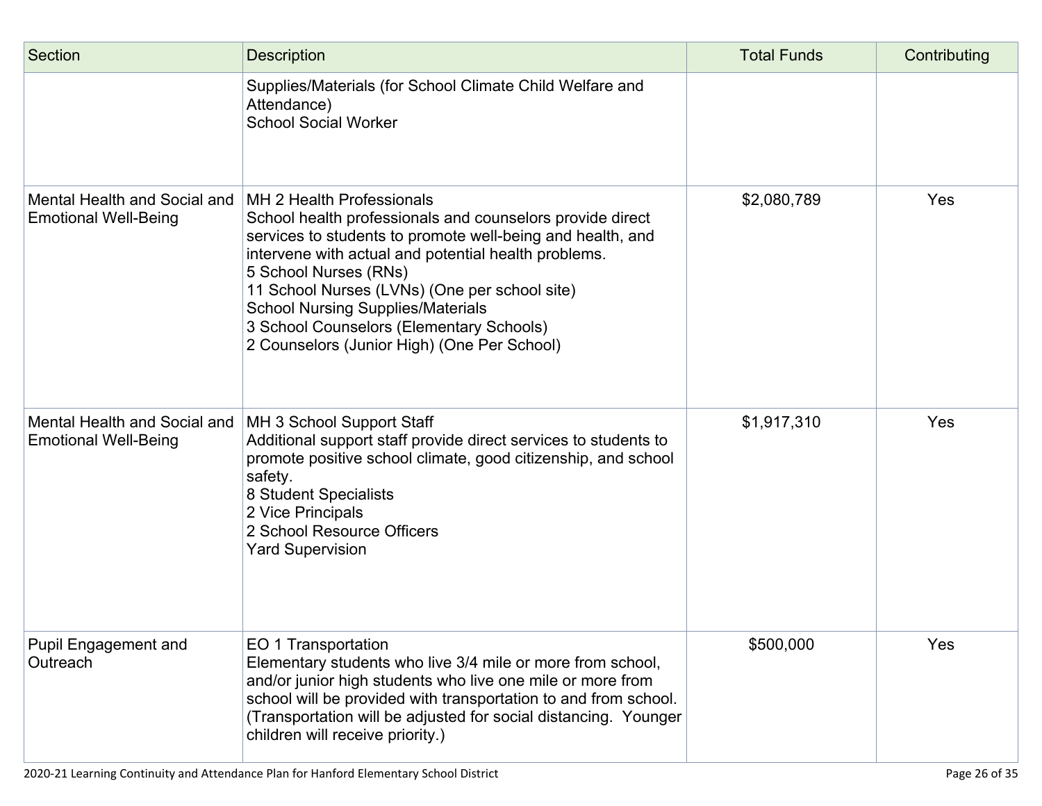| Section | Description | Total Funds | Contributing |
|---|---|---|---|
| | Supplies/Materials (for School Climate Child Welfare and Attendance)<br>School Social Worker | | |
| Mental Health and Social and Emotional Well-Being | MH 2 Health Professionals<br>School health professionals and counselors provide direct services to students to promote well-being and health, and intervene with actual and potential health problems.<br>5 School Nurses (RNs)<br>11 School Nurses (LVNs) (One per school site)<br>School Nursing Supplies/Materials<br>3 School Counselors (Elementary Schools)<br>2 Counselors (Junior High) (One Per School) | $2,080,789 | Yes |
| Mental Health and Social and Emotional Well-Being | MH 3 School Support Staff<br>Additional support staff provide direct services to students to promote positive school climate, good citizenship, and school safety.<br>8 Student Specialists<br>2 Vice Principals<br>2 School Resource Officers<br>Yard Supervision | $1,917,310 | Yes |
| Pupil Engagement and Outreach | EO 1 Transportation<br>Elementary students who live 3/4 mile or more from school, and/or junior high students who live one mile or more from school will be provided with transportation to and from school. (Transportation will be adjusted for social distancing. Younger children will receive priority.) | $500,000 | Yes |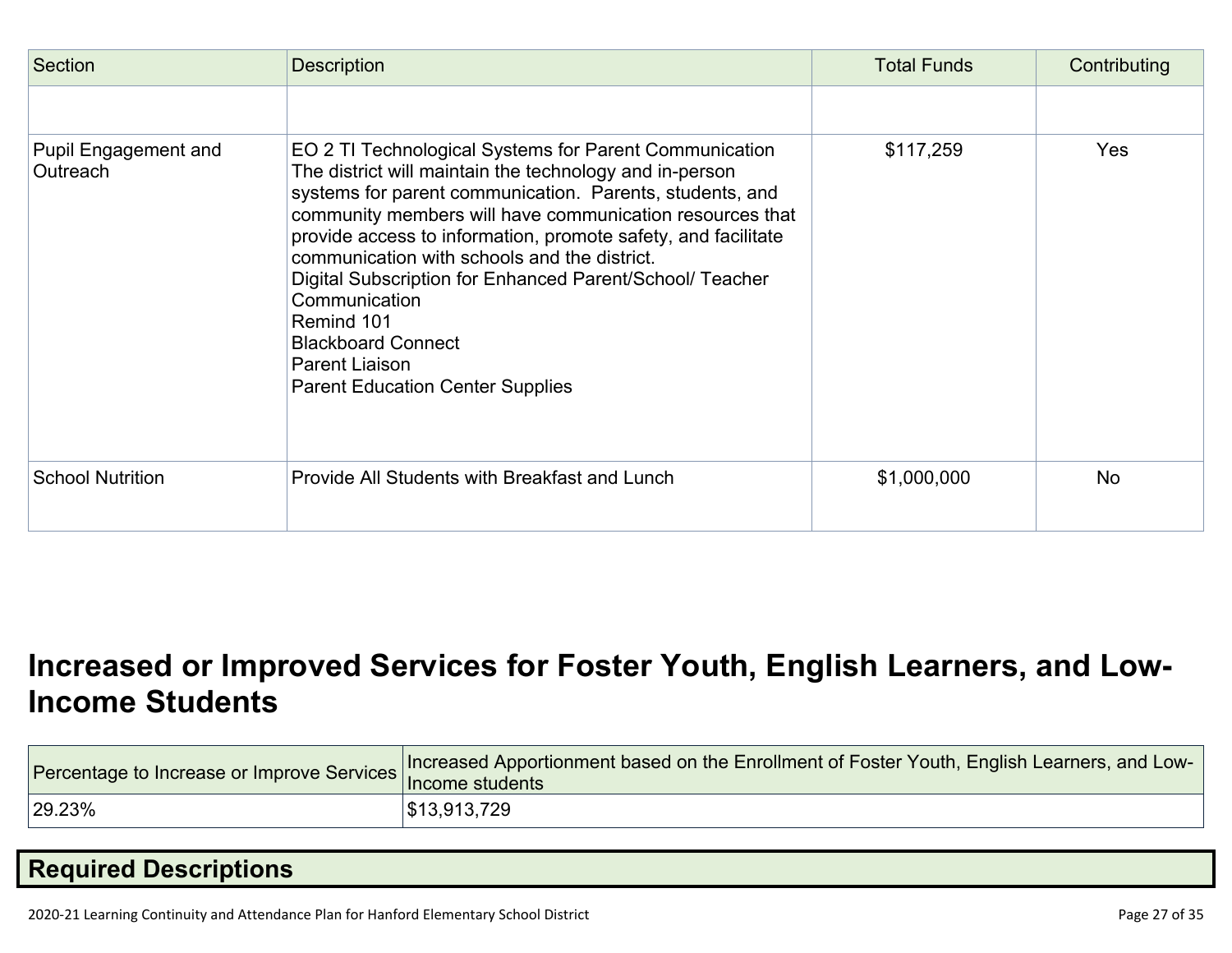| Section | Description | Total Funds | Contributing |
|---|---|---|---|
| | | | |
| Pupil Engagement and Outreach | EO 2 TI Technological Systems for Parent Communication<br>The district will maintain the technology and in-person systems for parent communication. Parents, students, and community members will have communication resources that provide access to information, promote safety, and facilitate communication with schools and the district.<br>Digital Subscription for Enhanced Parent/School/ Teacher Communication<br>Remind 101<br>Blackboard Connect<br>Parent Liaison<br>Parent Education Center Supplies | $117,259 | Yes |
| School Nutrition | Provide All Students with Breakfast and Lunch | $1,000,000 | No |

# Increased or Improved Services for Foster Youth, English Learners, and Low-Income Students

| Percentage to Increase or Improve Services | Increased Apportionment based on the Enrollment of Foster Youth, English Learners, and Low-Income students |
|---|---|
| 29.23% | $13,913,729 |

## Required Descriptions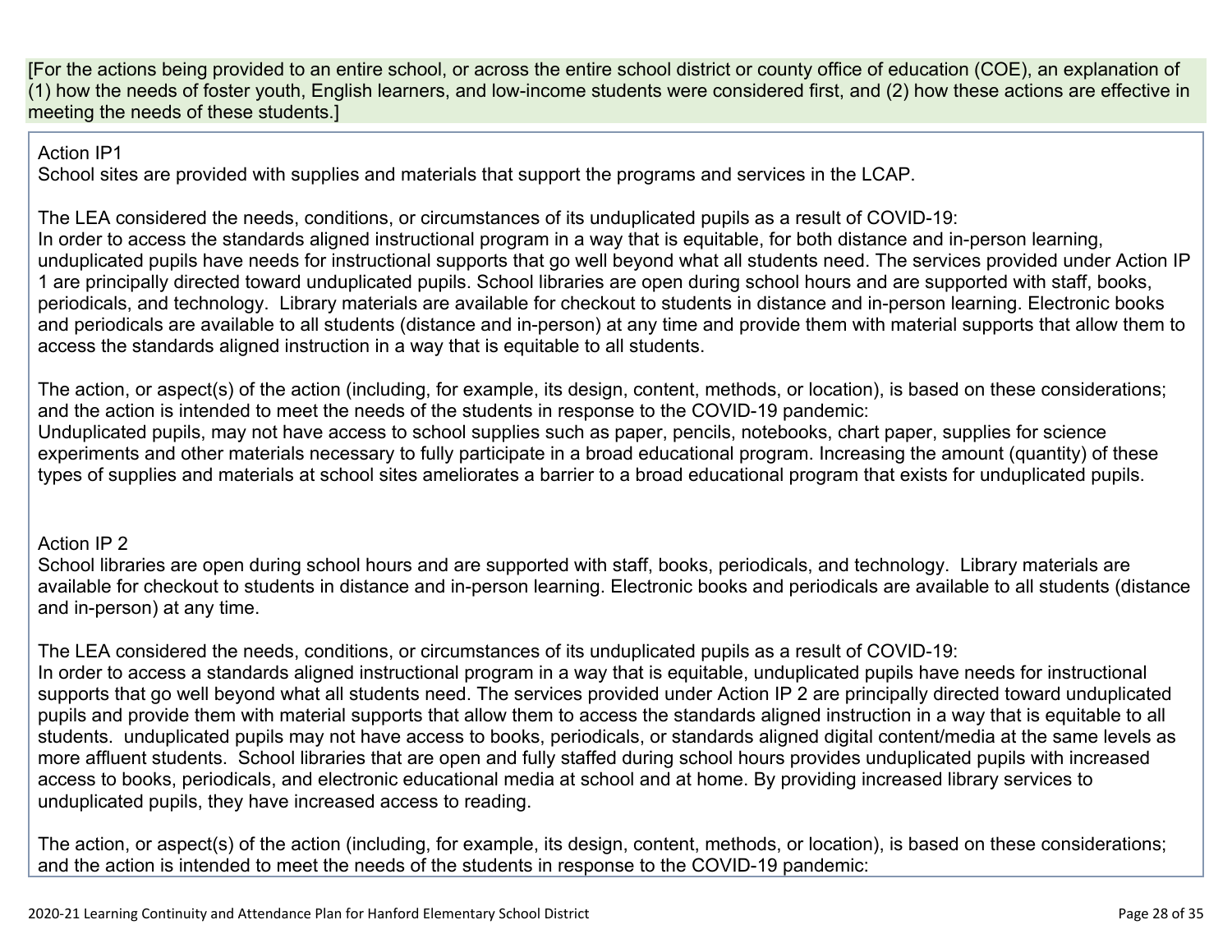[For the actions being provided to an entire school, or across the entire school district or county office of education (COE), an explanation of (1) how the needs of foster youth, English learners, and low-income students were considered first, and (2) how these actions are effective in meeting the needs of these students.]

Action IP1
School sites are provided with supplies and materials that support the programs and services in the LCAP.

The LEA considered the needs, conditions, or circumstances of its unduplicated pupils as a result of COVID-19:
In order to access the standards aligned instructional program in a way that is equitable, for both distance and in-person learning, unduplicated pupils have needs for instructional supports that go well beyond what all students need. The services provided under Action IP 1 are principally directed toward unduplicated pupils. School libraries are open during school hours and are supported with staff, books, periodicals, and technology. Library materials are available for checkout to students in distance and in-person learning. Electronic books and periodicals are available to all students (distance and in-person) at any time and provide them with material supports that allow them to access the standards aligned instruction in a way that is equitable to all students.

The action, or aspect(s) of the action (including, for example, its design, content, methods, or location), is based on these considerations; and the action is intended to meet the needs of the students in response to the COVID-19 pandemic:
Unduplicated pupils, may not have access to school supplies such as paper, pencils, notebooks, chart paper, supplies for science experiments and other materials necessary to fully participate in a broad educational program. Increasing the amount (quantity) of these types of supplies and materials at school sites ameliorates a barrier to a broad educational program that exists for unduplicated pupils.

Action IP 2
School libraries are open during school hours and are supported with staff, books, periodicals, and technology. Library materials are available for checkout to students in distance and in-person learning. Electronic books and periodicals are available to all students (distance and in-person) at any time.

The LEA considered the needs, conditions, or circumstances of its unduplicated pupils as a result of COVID-19:
In order to access a standards aligned instructional program in a way that is equitable, unduplicated pupils have needs for instructional supports that go well beyond what all students need. The services provided under Action IP 2 are principally directed toward unduplicated pupils and provide them with material supports that allow them to access the standards aligned instruction in a way that is equitable to all students. unduplicated pupils may not have access to books, periodicals, or standards aligned digital content/media at the same levels as more affluent students. School libraries that are open and fully staffed during school hours provides unduplicated pupils with increased access to books, periodicals, and electronic educational media at school and at home. By providing increased library services to unduplicated pupils, they have increased access to reading.

The action, or aspect(s) of the action (including, for example, its design, content, methods, or location), is based on these considerations; and the action is intended to meet the needs of the students in response to the COVID-19 pandemic: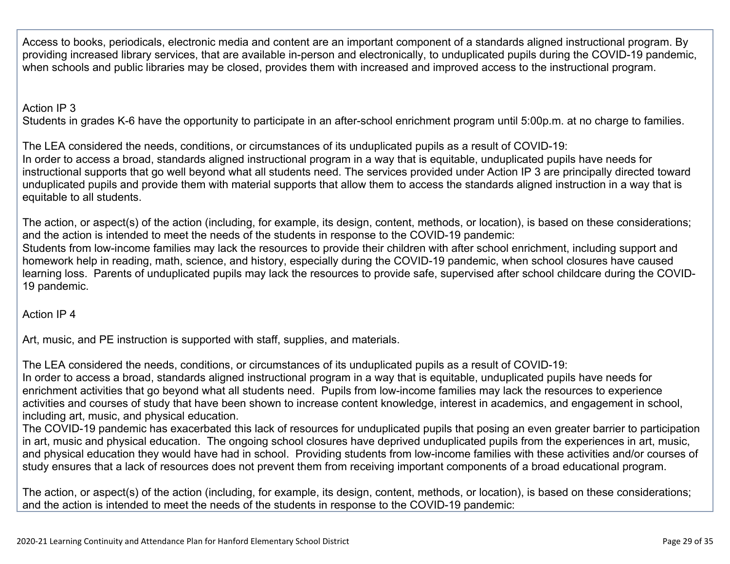Access to books, periodicals, electronic media and content are an important component of a standards aligned instructional program. By providing increased library services, that are available in-person and electronically, to unduplicated pupils during the COVID-19 pandemic, when schools and public libraries may be closed, provides them with increased and improved access to the instructional program.

Action IP 3

Students in grades K-6 have the opportunity to participate in an after-school enrichment program until 5:00p.m. at no charge to families.

The LEA considered the needs, conditions, or circumstances of its unduplicated pupils as a result of COVID-19:
In order to access a broad, standards aligned instructional program in a way that is equitable, unduplicated pupils have needs for instructional supports that go well beyond what all students need. The services provided under Action IP 3 are principally directed toward unduplicated pupils and provide them with material supports that allow them to access the standards aligned instruction in a way that is equitable to all students.

The action, or aspect(s) of the action (including, for example, its design, content, methods, or location), is based on these considerations; and the action is intended to meet the needs of the students in response to the COVID-19 pandemic:
Students from low-income families may lack the resources to provide their children with after school enrichment, including support and homework help in reading, math, science, and history, especially during the COVID-19 pandemic, when school closures have caused learning loss. Parents of unduplicated pupils may lack the resources to provide safe, supervised after school childcare during the COVID-19 pandemic.

Action IP 4

Art, music, and PE instruction is supported with staff, supplies, and materials.

The LEA considered the needs, conditions, or circumstances of its unduplicated pupils as a result of COVID-19:
In order to access a broad, standards aligned instructional program in a way that is equitable, unduplicated pupils have needs for enrichment activities that go beyond what all students need. Pupils from low-income families may lack the resources to experience activities and courses of study that have been shown to increase content knowledge, interest in academics, and engagement in school, including art, music, and physical education.
The COVID-19 pandemic has exacerbated this lack of resources for unduplicated pupils that posing an even greater barrier to participation in art, music and physical education. The ongoing school closures have deprived unduplicated pupils from the experiences in art, music, and physical education they would have had in school. Providing students from low-income families with these activities and/or courses of study ensures that a lack of resources does not prevent them from receiving important components of a broad educational program.

The action, or aspect(s) of the action (including, for example, its design, content, methods, or location), is based on these considerations; and the action is intended to meet the needs of the students in response to the COVID-19 pandemic: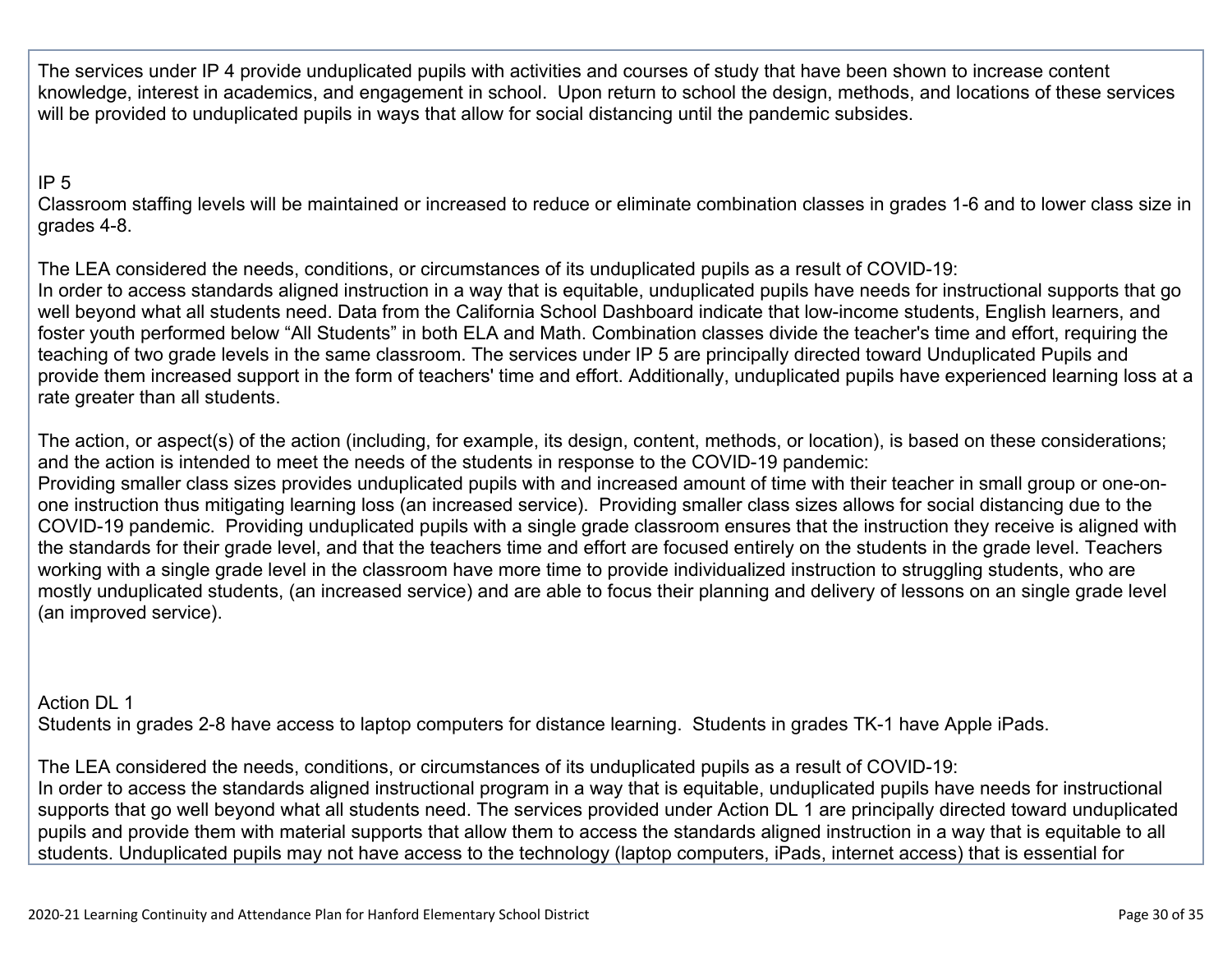The services under IP 4 provide unduplicated pupils with activities and courses of study that have been shown to increase content knowledge, interest in academics, and engagement in school. Upon return to school the design, methods, and locations of these services will be provided to unduplicated pupils in ways that allow for social distancing until the pandemic subsides.

IP 5
Classroom staffing levels will be maintained or increased to reduce or eliminate combination classes in grades 1-6 and to lower class size in grades 4-8.

The LEA considered the needs, conditions, or circumstances of its unduplicated pupils as a result of COVID-19:
In order to access standards aligned instruction in a way that is equitable, unduplicated pupils have needs for instructional supports that go well beyond what all students need. Data from the California School Dashboard indicate that low-income students, English learners, and foster youth performed below "All Students" in both ELA and Math. Combination classes divide the teacher's time and effort, requiring the teaching of two grade levels in the same classroom. The services under IP 5 are principally directed toward Unduplicated Pupils and provide them increased support in the form of teachers' time and effort. Additionally, unduplicated pupils have experienced learning loss at a rate greater than all students.

The action, or aspect(s) of the action (including, for example, its design, content, methods, or location), is based on these considerations; and the action is intended to meet the needs of the students in response to the COVID-19 pandemic:
Providing smaller class sizes provides unduplicated pupils with and increased amount of time with their teacher in small group or one-on-one instruction thus mitigating learning loss (an increased service). Providing smaller class sizes allows for social distancing due to the COVID-19 pandemic. Providing unduplicated pupils with a single grade classroom ensures that the instruction they receive is aligned with the standards for their grade level, and that the teachers time and effort are focused entirely on the students in the grade level. Teachers working with a single grade level in the classroom have more time to provide individualized instruction to struggling students, who are mostly unduplicated students, (an increased service) and are able to focus their planning and delivery of lessons on an single grade level (an improved service).

Action DL 1
Students in grades 2-8 have access to laptop computers for distance learning. Students in grades TK-1 have Apple iPads.

The LEA considered the needs, conditions, or circumstances of its unduplicated pupils as a result of COVID-19:
In order to access the standards aligned instructional program in a way that is equitable, unduplicated pupils have needs for instructional supports that go well beyond what all students need. The services provided under Action DL 1 are principally directed toward unduplicated pupils and provide them with material supports that allow them to access the standards aligned instruction in a way that is equitable to all students. Unduplicated pupils may not have access to the technology (laptop computers, iPads, internet access) that is essential for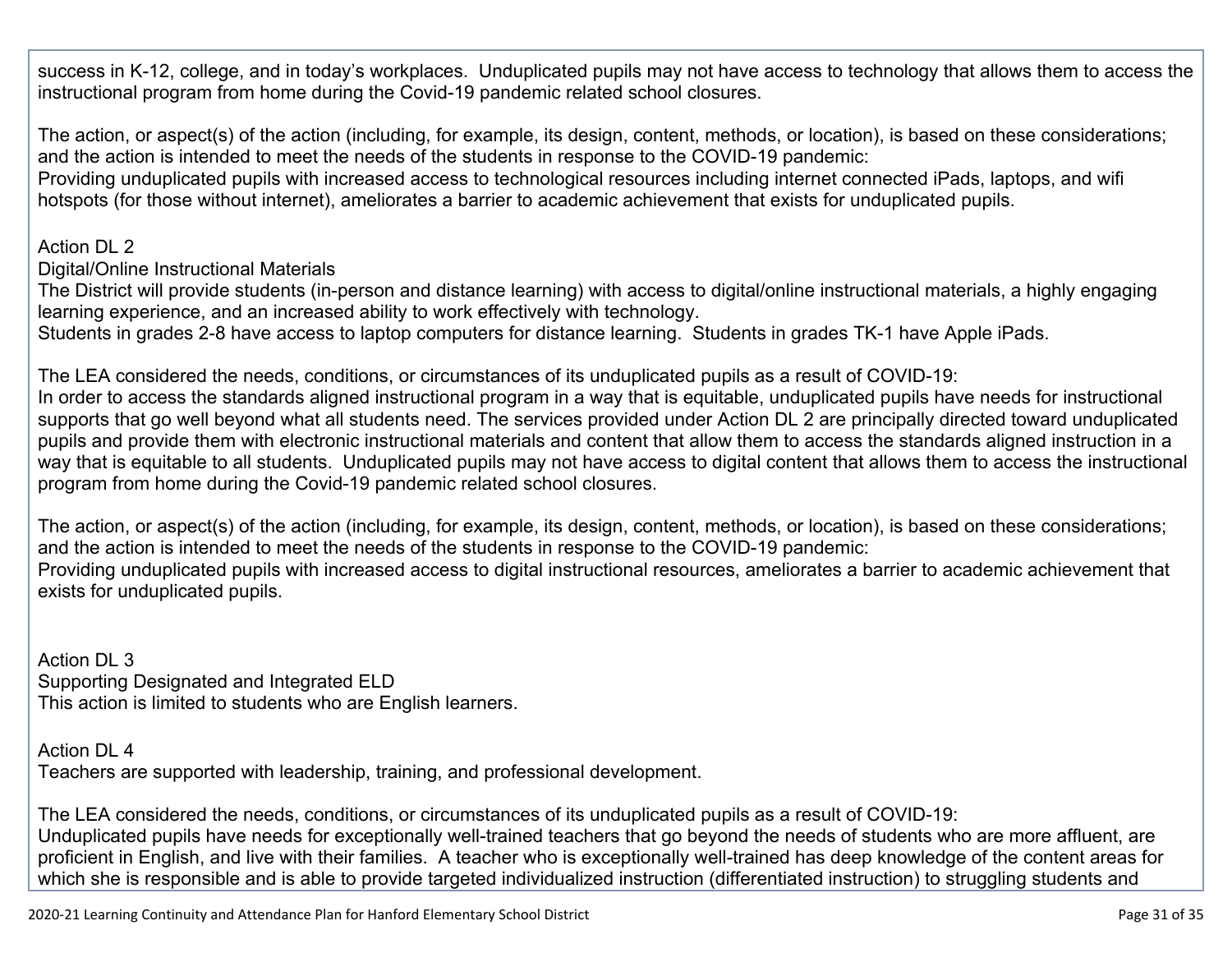success in K-12, college, and in today's workplaces. Unduplicated pupils may not have access to technology that allows them to access the instructional program from home during the Covid-19 pandemic related school closures.

The action, or aspect(s) of the action (including, for example, its design, content, methods, or location), is based on these considerations; and the action is intended to meet the needs of the students in response to the COVID-19 pandemic:
Providing unduplicated pupils with increased access to technological resources including internet connected iPads, laptops, and wifi hotspots (for those without internet), ameliorates a barrier to academic achievement that exists for unduplicated pupils.

Action DL 2
Digital/Online Instructional Materials
The District will provide students (in-person and distance learning) with access to digital/online instructional materials, a highly engaging learning experience, and an increased ability to work effectively with technology.
Students in grades 2-8 have access to laptop computers for distance learning. Students in grades TK-1 have Apple iPads.

The LEA considered the needs, conditions, or circumstances of its unduplicated pupils as a result of COVID-19:
In order to access the standards aligned instructional program in a way that is equitable, unduplicated pupils have needs for instructional supports that go well beyond what all students need. The services provided under Action DL 2 are principally directed toward unduplicated pupils and provide them with electronic instructional materials and content that allow them to access the standards aligned instruction in a way that is equitable to all students. Unduplicated pupils may not have access to digital content that allows them to access the instructional program from home during the Covid-19 pandemic related school closures.

The action, or aspect(s) of the action (including, for example, its design, content, methods, or location), is based on these considerations; and the action is intended to meet the needs of the students in response to the COVID-19 pandemic:
Providing unduplicated pupils with increased access to digital instructional resources, ameliorates a barrier to academic achievement that exists for unduplicated pupils.

Action DL 3
Supporting Designated and Integrated ELD
This action is limited to students who are English learners.

Action DL 4
Teachers are supported with leadership, training, and professional development.

The LEA considered the needs, conditions, or circumstances of its unduplicated pupils as a result of COVID-19:
Unduplicated pupils have needs for exceptionally well-trained teachers that go beyond the needs of students who are more affluent, are proficient in English, and live with their families. A teacher who is exceptionally well-trained has deep knowledge of the content areas for which she is responsible and is able to provide targeted individualized instruction (differentiated instruction) to struggling students and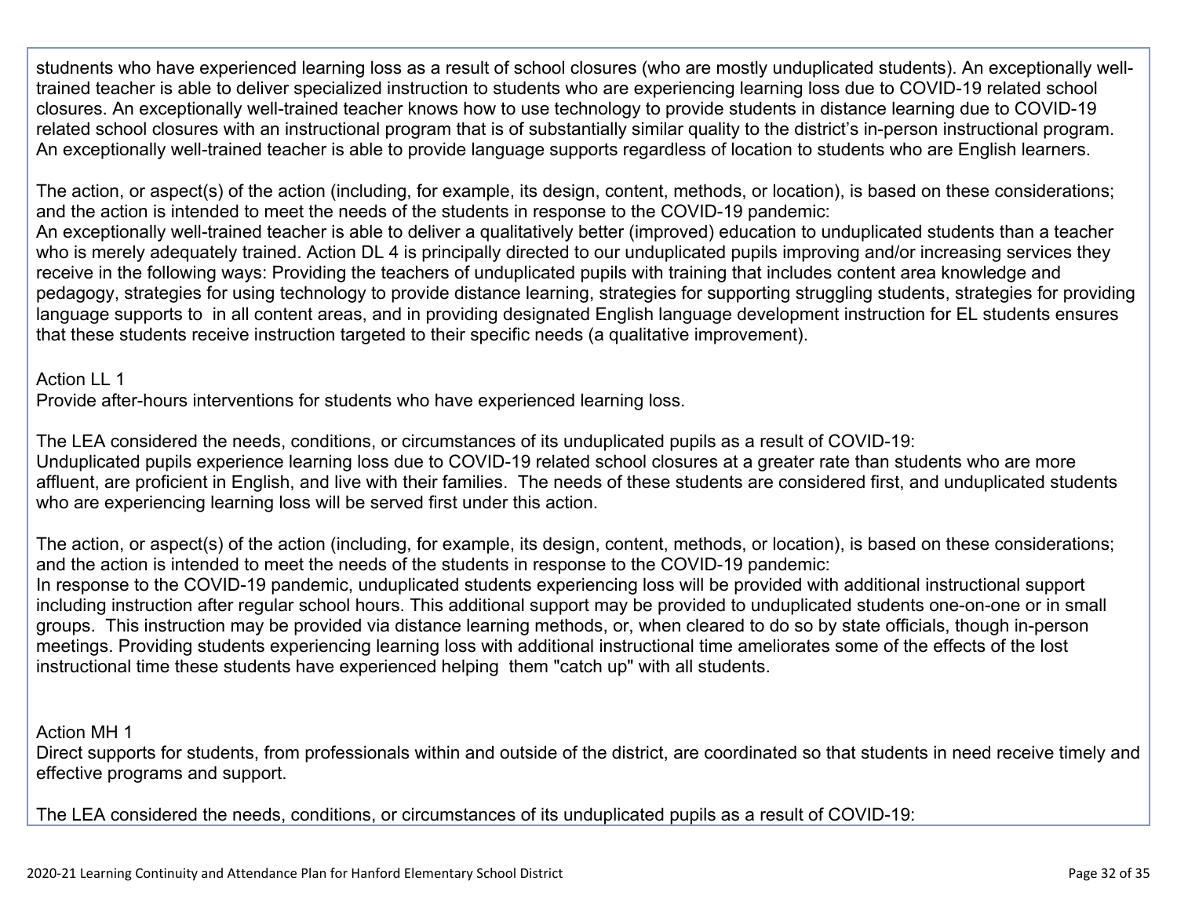studnents who have experienced learning loss as a result of school closures (who are mostly unduplicated students). An exceptionally well-trained teacher is able to deliver specialized instruction to students who are experiencing learning loss due to COVID-19 related school closures. An exceptionally well-trained teacher knows how to use technology to provide students in distance learning due to COVID-19 related school closures with an instructional program that is of substantially similar quality to the district's in-person instructional program. An exceptionally well-trained teacher is able to provide language supports regardless of location to students who are English learners.

The action, or aspect(s) of the action (including, for example, its design, content, methods, or location), is based on these considerations; and the action is intended to meet the needs of the students in response to the COVID-19 pandemic:
An exceptionally well-trained teacher is able to deliver a qualitatively better (improved) education to unduplicated students than a teacher who is merely adequately trained. Action DL 4 is principally directed to our unduplicated pupils improving and/or increasing services they receive in the following ways: Providing the teachers of unduplicated pupils with training that includes content area knowledge and pedagogy, strategies for using technology to provide distance learning, strategies for supporting struggling students, strategies for providing language supports to in all content areas, and in providing designated English language development instruction for EL students ensures that these students receive instruction targeted to their specific needs (a qualitative improvement).

Action LL 1
Provide after-hours interventions for students who have experienced learning loss.

The LEA considered the needs, conditions, or circumstances of its unduplicated pupils as a result of COVID-19:
Unduplicated pupils experience learning loss due to COVID-19 related school closures at a greater rate than students who are more affluent, are proficient in English, and live with their families. The needs of these students are considered first, and unduplicated students who are experiencing learning loss will be served first under this action.

The action, or aspect(s) of the action (including, for example, its design, content, methods, or location), is based on these considerations; and the action is intended to meet the needs of the students in response to the COVID-19 pandemic:
In response to the COVID-19 pandemic, unduplicated students experiencing loss will be provided with additional instructional support including instruction after regular school hours. This additional support may be provided to unduplicated students one-on-one or in small groups. This instruction may be provided via distance learning methods, or, when cleared to do so by state officials, though in-person meetings. Providing students experiencing learning loss with additional instructional time ameliorates some of the effects of the lost instructional time these students have experienced helping them "catch up" with all students.

Action MH 1
Direct supports for students, from professionals within and outside of the district, are coordinated so that students in need receive timely and effective programs and support.

The LEA considered the needs, conditions, or circumstances of its unduplicated pupils as a result of COVID-19: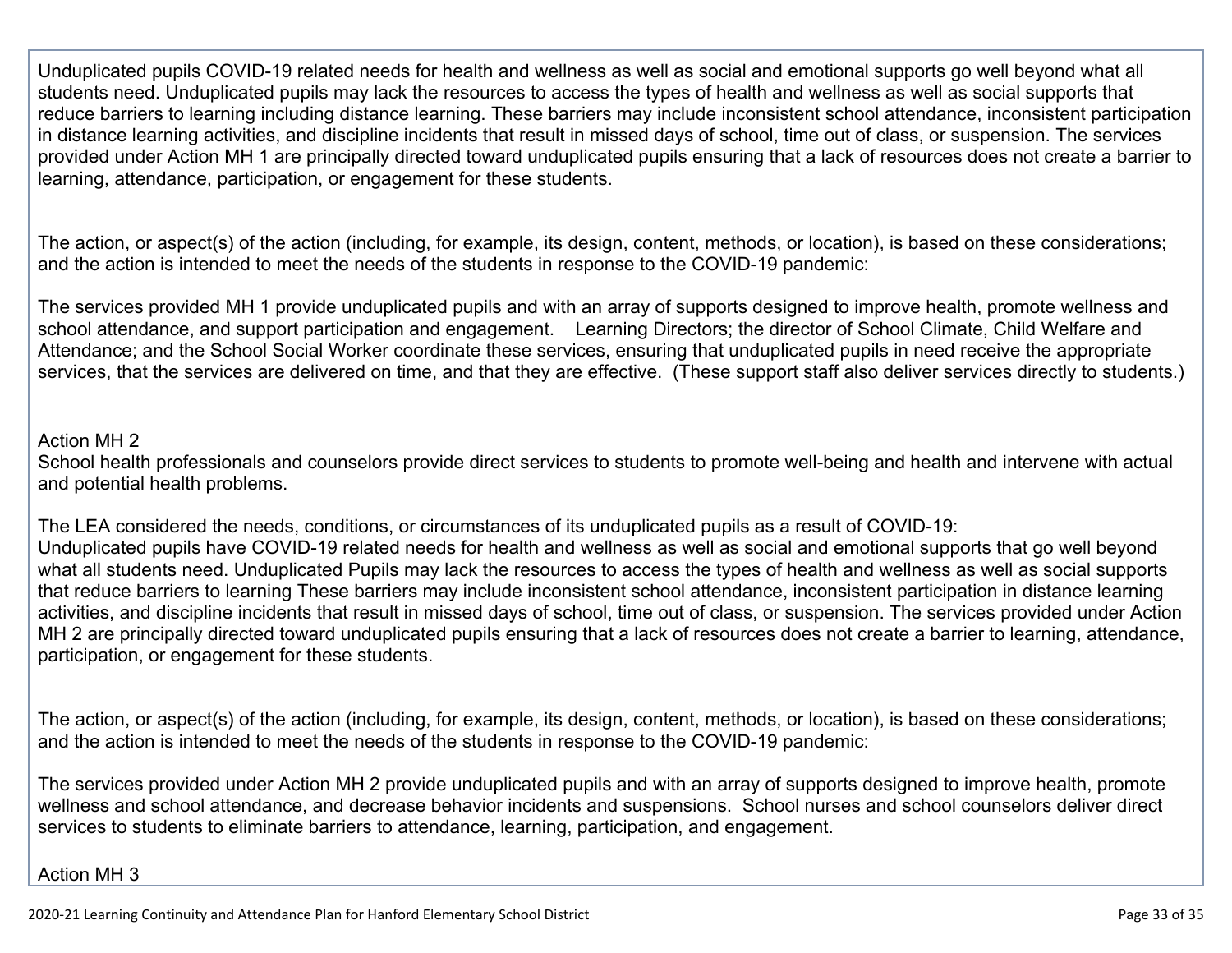Unduplicated pupils COVID-19 related needs for health and wellness as well as social and emotional supports go well beyond what all students need. Unduplicated pupils may lack the resources to access the types of health and wellness as well as social supports that reduce barriers to learning including distance learning. These barriers may include inconsistent school attendance, inconsistent participation in distance learning activities, and discipline incidents that result in missed days of school, time out of class, or suspension. The services provided under Action MH 1 are principally directed toward unduplicated pupils ensuring that a lack of resources does not create a barrier to learning, attendance, participation, or engagement for these students.

The action, or aspect(s) of the action (including, for example, its design, content, methods, or location), is based on these considerations; and the action is intended to meet the needs of the students in response to the COVID-19 pandemic:

The services provided MH 1 provide unduplicated pupils and with an array of supports designed to improve health, promote wellness and school attendance, and support participation and engagement. Learning Directors; the director of School Climate, Child Welfare and Attendance; and the School Social Worker coordinate these services, ensuring that unduplicated pupils in need receive the appropriate services, that the services are delivered on time, and that they are effective. (These support staff also deliver services directly to students.)

Action MH 2
School health professionals and counselors provide direct services to students to promote well-being and health and intervene with actual and potential health problems.

The LEA considered the needs, conditions, or circumstances of its unduplicated pupils as a result of COVID-19:
Unduplicated pupils have COVID-19 related needs for health and wellness as well as social and emotional supports that go well beyond what all students need. Unduplicated Pupils may lack the resources to access the types of health and wellness as well as social supports that reduce barriers to learning These barriers may include inconsistent school attendance, inconsistent participation in distance learning activities, and discipline incidents that result in missed days of school, time out of class, or suspension. The services provided under Action MH 2 are principally directed toward unduplicated pupils ensuring that a lack of resources does not create a barrier to learning, attendance, participation, or engagement for these students.

The action, or aspect(s) of the action (including, for example, its design, content, methods, or location), is based on these considerations; and the action is intended to meet the needs of the students in response to the COVID-19 pandemic:

The services provided under Action MH 2 provide unduplicated pupils and with an array of supports designed to improve health, promote wellness and school attendance, and decrease behavior incidents and suspensions. School nurses and school counselors deliver direct services to students to eliminate barriers to attendance, learning, participation, and engagement.

Action MH 3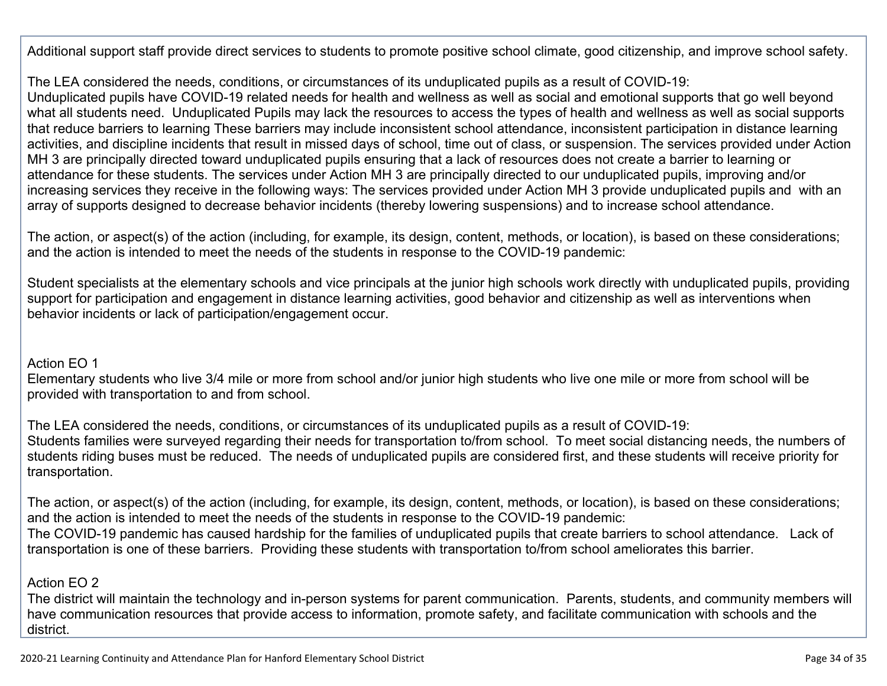Additional support staff provide direct services to students to promote positive school climate, good citizenship, and improve school safety.

The LEA considered the needs, conditions, or circumstances of its unduplicated pupils as a result of COVID-19:
Unduplicated pupils have COVID-19 related needs for health and wellness as well as social and emotional supports that go well beyond what all students need. Unduplicated Pupils may lack the resources to access the types of health and wellness as well as social supports that reduce barriers to learning These barriers may include inconsistent school attendance, inconsistent participation in distance learning activities, and discipline incidents that result in missed days of school, time out of class, or suspension. The services provided under Action MH 3 are principally directed toward unduplicated pupils ensuring that a lack of resources does not create a barrier to learning or attendance for these students. The services under Action MH 3 are principally directed to our unduplicated pupils, improving and/or increasing services they receive in the following ways: The services provided under Action MH 3 provide unduplicated pupils and with an array of supports designed to decrease behavior incidents (thereby lowering suspensions) and to increase school attendance.

The action, or aspect(s) of the action (including, for example, its design, content, methods, or location), is based on these considerations; and the action is intended to meet the needs of the students in response to the COVID-19 pandemic:

Student specialists at the elementary schools and vice principals at the junior high schools work directly with unduplicated pupils, providing support for participation and engagement in distance learning activities, good behavior and citizenship as well as interventions when behavior incidents or lack of participation/engagement occur.

Action EO 1
Elementary students who live 3/4 mile or more from school and/or junior high students who live one mile or more from school will be provided with transportation to and from school.

The LEA considered the needs, conditions, or circumstances of its unduplicated pupils as a result of COVID-19:
Students families were surveyed regarding their needs for transportation to/from school. To meet social distancing needs, the numbers of students riding buses must be reduced. The needs of unduplicated pupils are considered first, and these students will receive priority for transportation.

The action, or aspect(s) of the action (including, for example, its design, content, methods, or location), is based on these considerations; and the action is intended to meet the needs of the students in response to the COVID-19 pandemic:
The COVID-19 pandemic has caused hardship for the families of unduplicated pupils that create barriers to school attendance. Lack of transportation is one of these barriers. Providing these students with transportation to/from school ameliorates this barrier.

Action EO 2
The district will maintain the technology and in-person systems for parent communication. Parents, students, and community members will have communication resources that provide access to information, promote safety, and facilitate communication with schools and the district.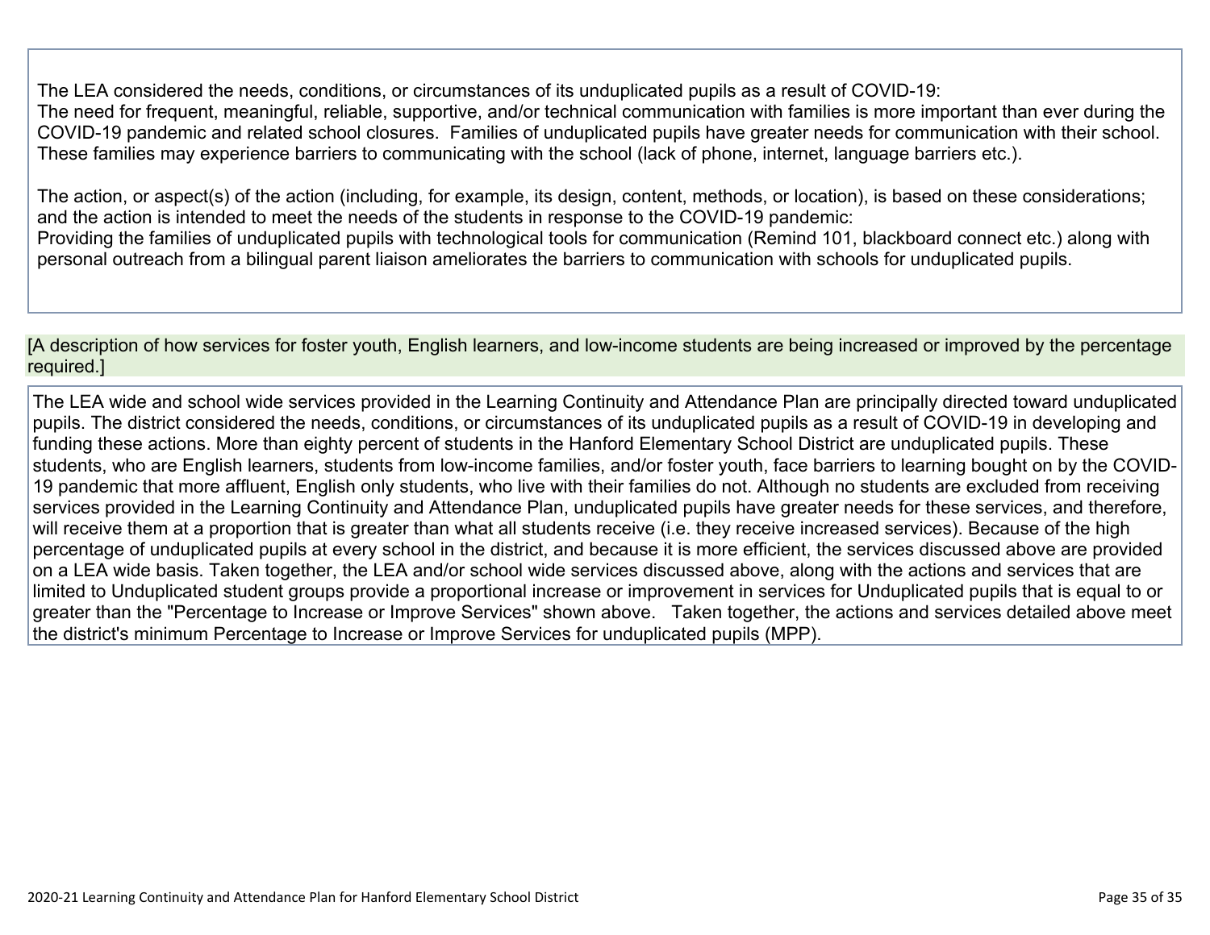The LEA considered the needs, conditions, or circumstances of its unduplicated pupils as a result of COVID-19:
The need for frequent, meaningful, reliable, supportive, and/or technical communication with families is more important than ever during the COVID-19 pandemic and related school closures. Families of unduplicated pupils have greater needs for communication with their school. These families may experience barriers to communicating with the school (lack of phone, internet, language barriers etc.).

The action, or aspect(s) of the action (including, for example, its design, content, methods, or location), is based on these considerations; and the action is intended to meet the needs of the students in response to the COVID-19 pandemic:
Providing the families of unduplicated pupils with technological tools for communication (Remind 101, blackboard connect etc.) along with personal outreach from a bilingual parent liaison ameliorates the barriers to communication with schools for unduplicated pupils.

[A description of how services for foster youth, English learners, and low-income students are being increased or improved by the percentage required.]

The LEA wide and school wide services provided in the Learning Continuity and Attendance Plan are principally directed toward unduplicated pupils. The district considered the needs, conditions, or circumstances of its unduplicated pupils as a result of COVID-19 in developing and funding these actions. More than eighty percent of students in the Hanford Elementary School District are unduplicated pupils. These students, who are English learners, students from low-income families, and/or foster youth, face barriers to learning bought on by the COVID-19 pandemic that more affluent, English only students, who live with their families do not. Although no students are excluded from receiving services provided in the Learning Continuity and Attendance Plan, unduplicated pupils have greater needs for these services, and therefore, will receive them at a proportion that is greater than what all students receive (i.e. they receive increased services). Because of the high percentage of unduplicated pupils at every school in the district, and because it is more efficient, the services discussed above are provided on a LEA wide basis. Taken together, the LEA and/or school wide services discussed above, along with the actions and services that are limited to Unduplicated student groups provide a proportional increase or improvement in services for Unduplicated pupils that is equal to or greater than the "Percentage to Increase or Improve Services" shown above. Taken together, the actions and services detailed above meet the district's minimum Percentage to Increase or Improve Services for unduplicated pupils (MPP).